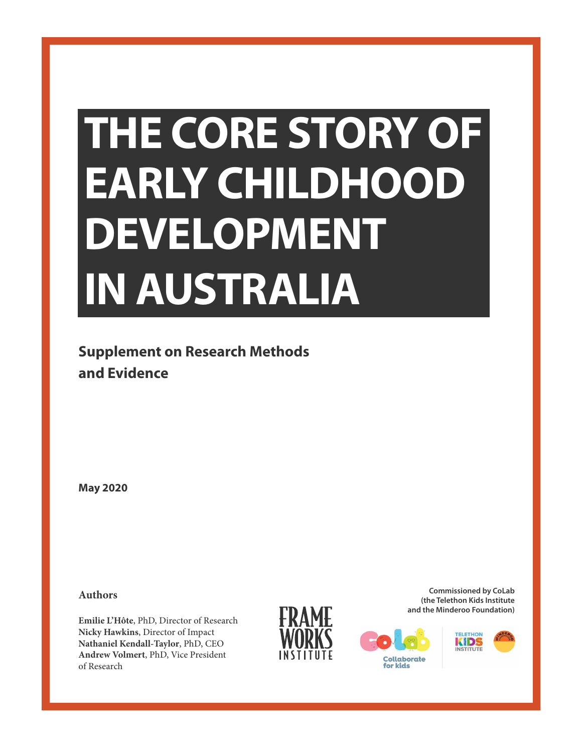# THE CORE STORY OF EARLY CHILDHOOD DEVELOPMENT IN AUSTRALIA

## Supplement on Research Methods and Evidence

May 2020

**Authors**

**Emilie L'Hôte**, PhD, Director of Research
**Nicky Hawkins**, Director of Impact
**Nathaniel Kendall-Taylor**, PhD, CEO
**Andrew Volmert**, PhD, Vice President of Research

FRAME WORKS INSTITUTE

**Commissioned by CoLab (the Telethon Kids Institute and the Minderoo Foundation)**

Collaborate for kids

TELETHON KIDS INSTITUTE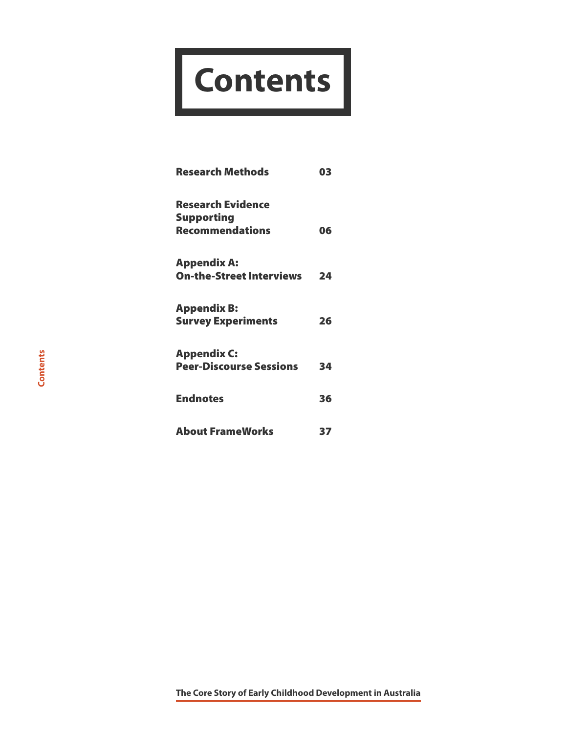# Contents

| | |
|---|---|
| **Research Methods** | **03** |
| **Research Evidence Supporting Recommendations** | **06** |
| **Appendix A: On-the-Street Interviews** | **24** |
| **Appendix B: Survey Experiments** | **26** |
| **Appendix C: Peer-Discourse Sessions** | **34** |
| **Endnotes** | **36** |
| **About FrameWorks** | **37** |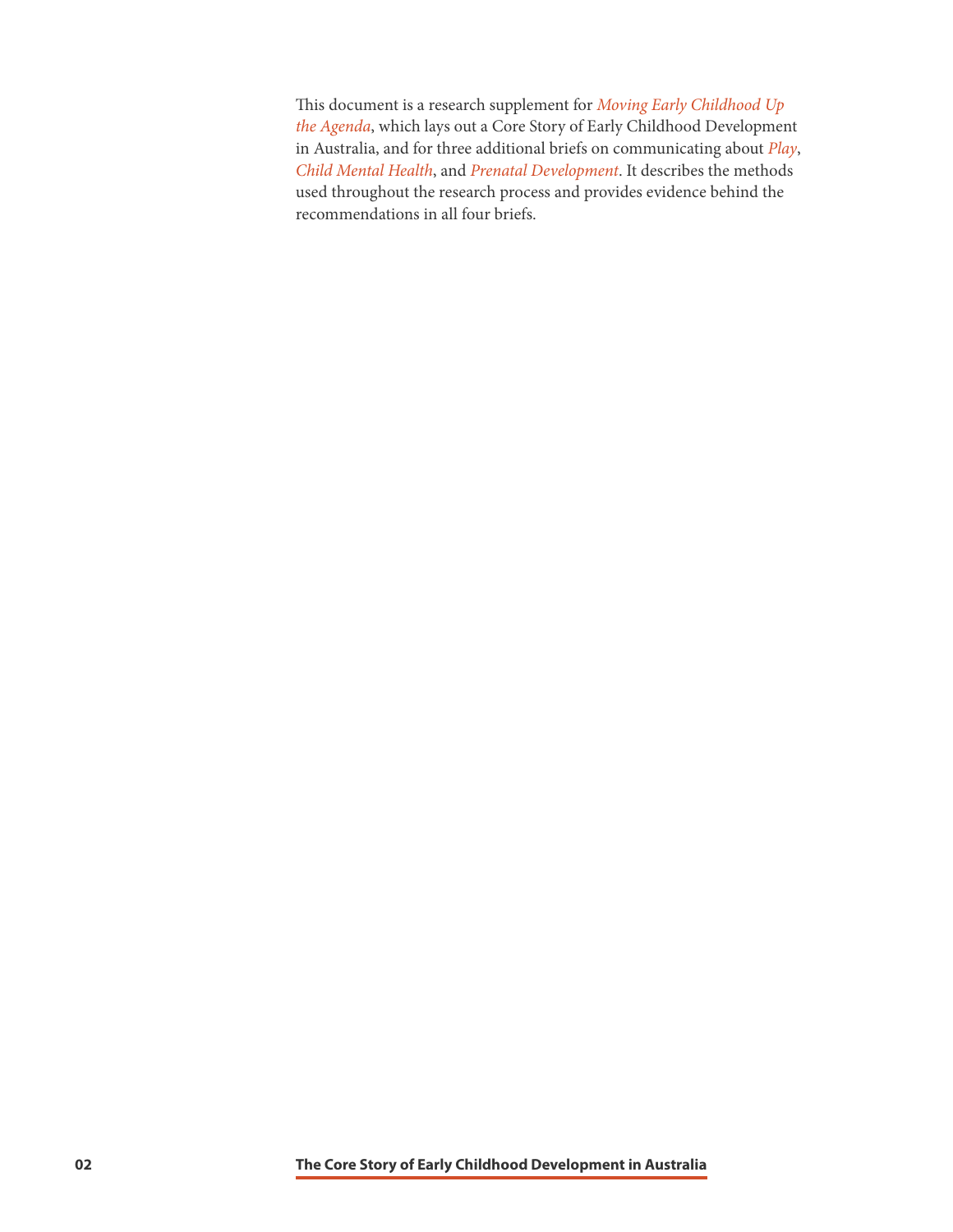This document is a research supplement for *Moving Early Childhood Up the Agenda*, which lays out a Core Story of Early Childhood Development in Australia, and for three additional briefs on communicating about *Play*, *Child Mental Health*, and *Prenatal Development*. It describes the methods used throughout the research process and provides evidence behind the recommendations in all four briefs.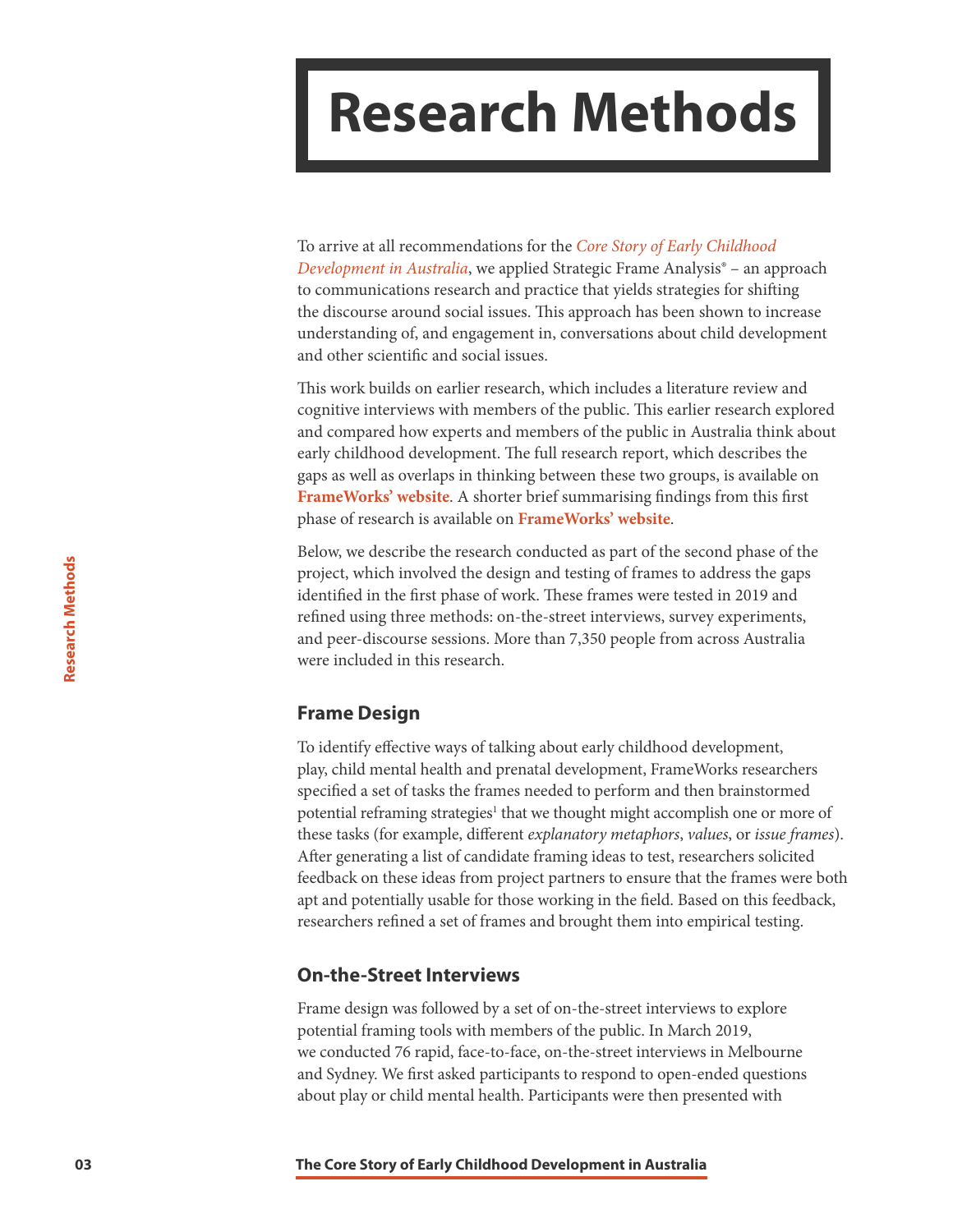# Research Methods

To arrive at all recommendations for the *Core Story of Early Childhood Development in Australia*, we applied Strategic Frame Analysis® – an approach to communications research and practice that yields strategies for shifting the discourse around social issues. This approach has been shown to increase understanding of, and engagement in, conversations about child development and other scientific and social issues.

This work builds on earlier research, which includes a literature review and cognitive interviews with members of the public. This earlier research explored and compared how experts and members of the public in Australia think about early childhood development. The full research report, which describes the gaps as well as overlaps in thinking between these two groups, is available on **FrameWorks' website**. A shorter brief summarising findings from this first phase of research is available on **FrameWorks' website**.

Below, we describe the research conducted as part of the second phase of the project, which involved the design and testing of frames to address the gaps identified in the first phase of work. These frames were tested in 2019 and refined using three methods: on-the-street interviews, survey experiments, and peer-discourse sessions. More than 7,350 people from across Australia were included in this research.

## Frame Design

To identify effective ways of talking about early childhood development, play, child mental health and prenatal development, FrameWorks researchers specified a set of tasks the frames needed to perform and then brainstormed potential reframing strategies[1] that we thought might accomplish one or more of these tasks (for example, different *explanatory metaphors*, *values*, or *issue frames*). After generating a list of candidate framing ideas to test, researchers solicited feedback on these ideas from project partners to ensure that the frames were both apt and potentially usable for those working in the field. Based on this feedback, researchers refined a set of frames and brought them into empirical testing.

## On-the-Street Interviews

Frame design was followed by a set of on-the-street interviews to explore potential framing tools with members of the public. In March 2019, we conducted 76 rapid, face-to-face, on-the-street interviews in Melbourne and Sydney. We first asked participants to respond to open-ended questions about play or child mental health. Participants were then presented with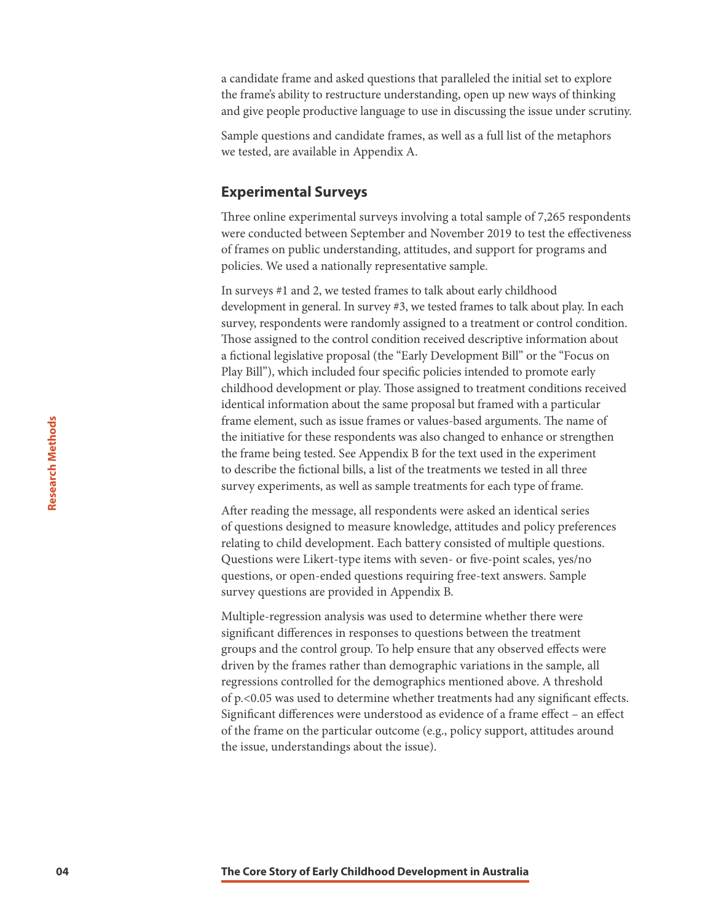a candidate frame and asked questions that paralleled the initial set to explore the frame's ability to restructure understanding, open up new ways of thinking and give people productive language to use in discussing the issue under scrutiny.

Sample questions and candidate frames, as well as a full list of the metaphors we tested, are available in Appendix A.

## Experimental Surveys

Three online experimental surveys involving a total sample of 7,265 respondents were conducted between September and November 2019 to test the effectiveness of frames on public understanding, attitudes, and support for programs and policies. We used a nationally representative sample.

In surveys #1 and 2, we tested frames to talk about early childhood development in general. In survey #3, we tested frames to talk about play. In each survey, respondents were randomly assigned to a treatment or control condition. Those assigned to the control condition received descriptive information about a fictional legislative proposal (the "Early Development Bill" or the "Focus on Play Bill"), which included four specific policies intended to promote early childhood development or play. Those assigned to treatment conditions received identical information about the same proposal but framed with a particular frame element, such as issue frames or values-based arguments. The name of the initiative for these respondents was also changed to enhance or strengthen the frame being tested. See Appendix B for the text used in the experiment to describe the fictional bills, a list of the treatments we tested in all three survey experiments, as well as sample treatments for each type of frame.

After reading the message, all respondents were asked an identical series of questions designed to measure knowledge, attitudes and policy preferences relating to child development. Each battery consisted of multiple questions. Questions were Likert-type items with seven- or five-point scales, yes/no questions, or open-ended questions requiring free-text answers. Sample survey questions are provided in Appendix B.

Multiple-regression analysis was used to determine whether there were significant differences in responses to questions between the treatment groups and the control group. To help ensure that any observed effects were driven by the frames rather than demographic variations in the sample, all regressions controlled for the demographics mentioned above. A threshold of $p<0.05$ was used to determine whether treatments had any significant effects. Significant differences were understood as evidence of a frame effect – an effect of the frame on the particular outcome (e.g., policy support, attitudes around the issue, understandings about the issue).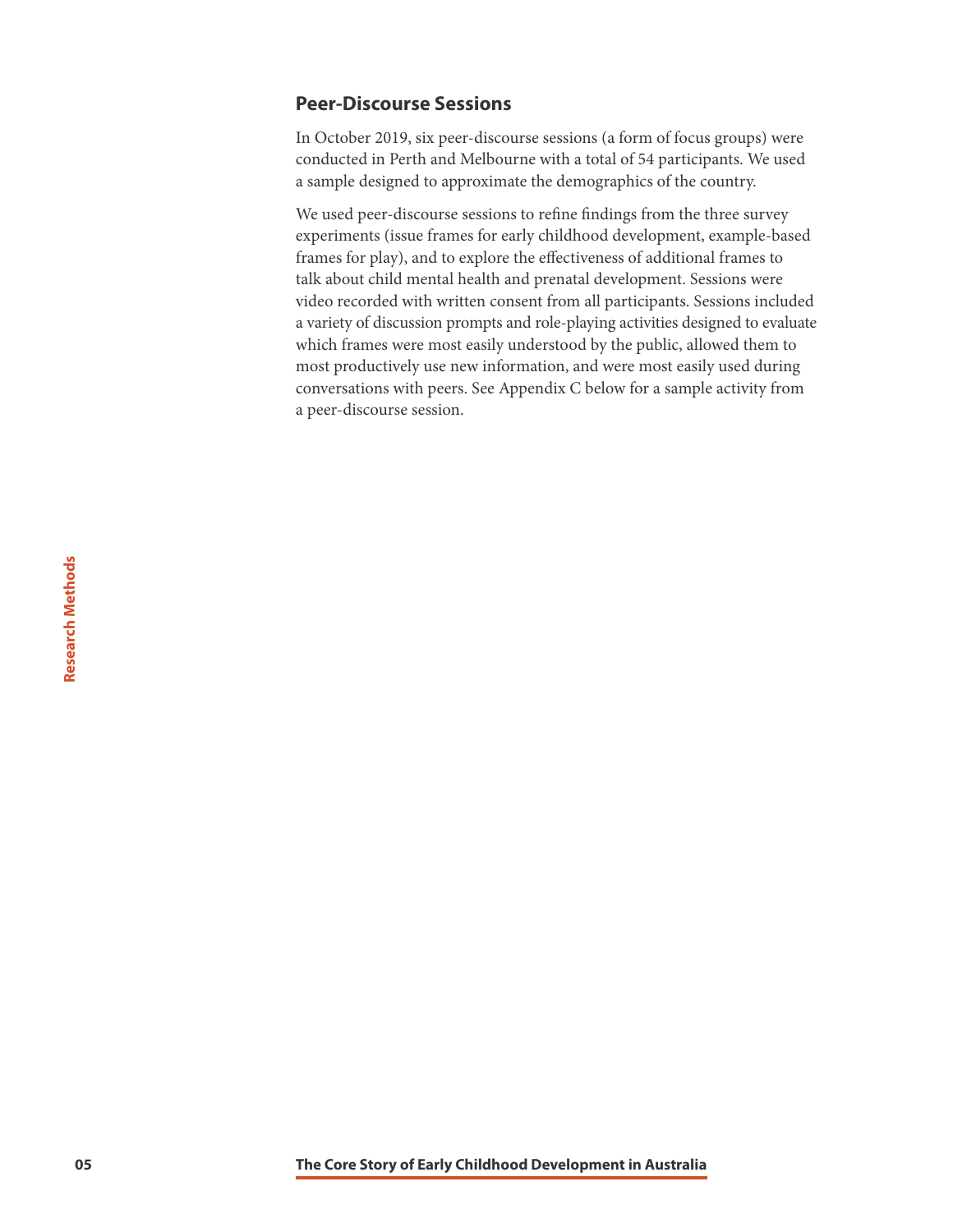## Peer-Discourse Sessions

In October 2019, six peer-discourse sessions (a form of focus groups) were conducted in Perth and Melbourne with a total of 54 participants. We used a sample designed to approximate the demographics of the country.

We used peer-discourse sessions to refine findings from the three survey experiments (issue frames for early childhood development, example-based frames for play), and to explore the effectiveness of additional frames to talk about child mental health and prenatal development. Sessions were video recorded with written consent from all participants. Sessions included a variety of discussion prompts and role-playing activities designed to evaluate which frames were most easily understood by the public, allowed them to most productively use new information, and were most easily used during conversations with peers. See Appendix C below for a sample activity from a peer-discourse session.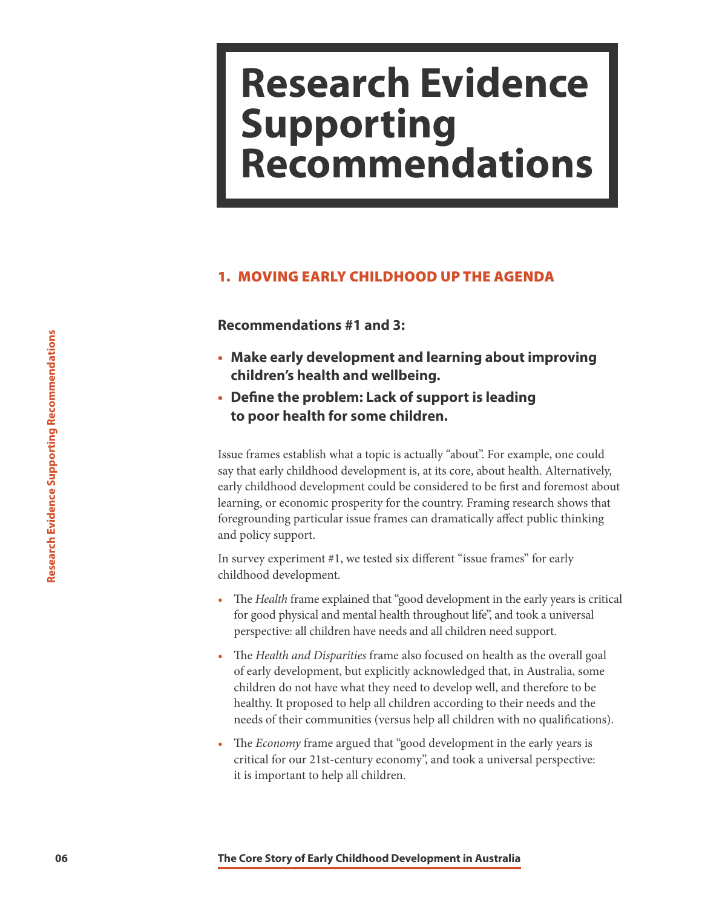# Research Evidence Supporting Recommendations

## 1. MOVING EARLY CHILDHOOD UP THE AGENDA

### Recommendations #1 and 3:

- **Make early development and learning about improving children's health and wellbeing.**
- **Define the problem: Lack of support is leading to poor health for some children.**

Issue frames establish what a topic is actually "about". For example, one could say that early childhood development is, at its core, about health. Alternatively, early childhood development could be considered to be first and foremost about learning, or economic prosperity for the country. Framing research shows that foregrounding particular issue frames can dramatically affect public thinking and policy support.

In survey experiment #1, we tested six different "issue frames" for early childhood development.

- The *Health* frame explained that "good development in the early years is critical for good physical and mental health throughout life", and took a universal perspective: all children have needs and all children need support.
- The *Health and Disparities* frame also focused on health as the overall goal of early development, but explicitly acknowledged that, in Australia, some children do not have what they need to develop well, and therefore to be healthy. It proposed to help all children according to their needs and the needs of their communities (versus help all children with no qualifications).
- The *Economy* frame argued that "good development in the early years is critical for our 21st-century economy", and took a universal perspective: it is important to help all children.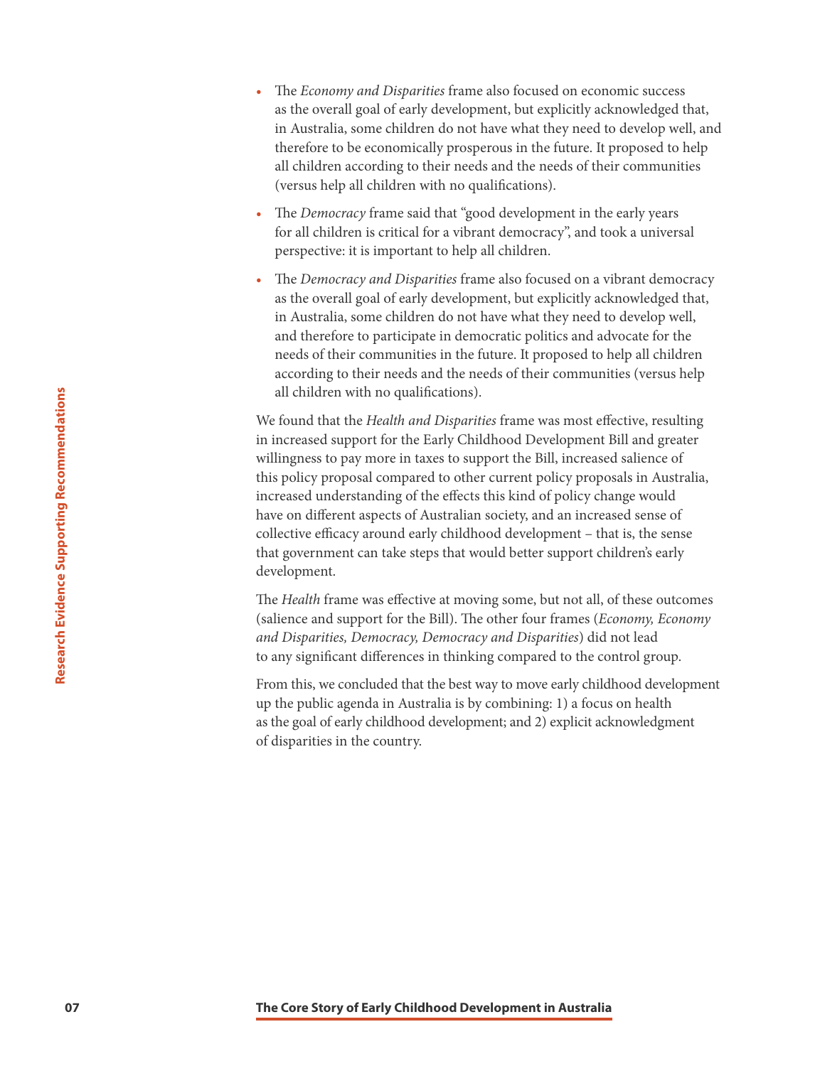- The *Economy and Disparities* frame also focused on economic success as the overall goal of early development, but explicitly acknowledged that, in Australia, some children do not have what they need to develop well, and therefore to be economically prosperous in the future. It proposed to help all children according to their needs and the needs of their communities (versus help all children with no qualifications).
- The *Democracy* frame said that "good development in the early years for all children is critical for a vibrant democracy", and took a universal perspective: it is important to help all children.
- The *Democracy and Disparities* frame also focused on a vibrant democracy as the overall goal of early development, but explicitly acknowledged that, in Australia, some children do not have what they need to develop well, and therefore to participate in democratic politics and advocate for the needs of their communities in the future. It proposed to help all children according to their needs and the needs of their communities (versus help all children with no qualifications).

We found that the *Health and Disparities* frame was most effective, resulting in increased support for the Early Childhood Development Bill and greater willingness to pay more in taxes to support the Bill, increased salience of this policy proposal compared to other current policy proposals in Australia, increased understanding of the effects this kind of policy change would have on different aspects of Australian society, and an increased sense of collective efficacy around early childhood development – that is, the sense that government can take steps that would better support children's early development.

The *Health* frame was effective at moving some, but not all, of these outcomes (salience and support for the Bill). The other four frames (*Economy, Economy and Disparities, Democracy, Democracy and Disparities*) did not lead to any significant differences in thinking compared to the control group.

From this, we concluded that the best way to move early childhood development up the public agenda in Australia is by combining: 1) a focus on health as the goal of early childhood development; and 2) explicit acknowledgment of disparities in the country.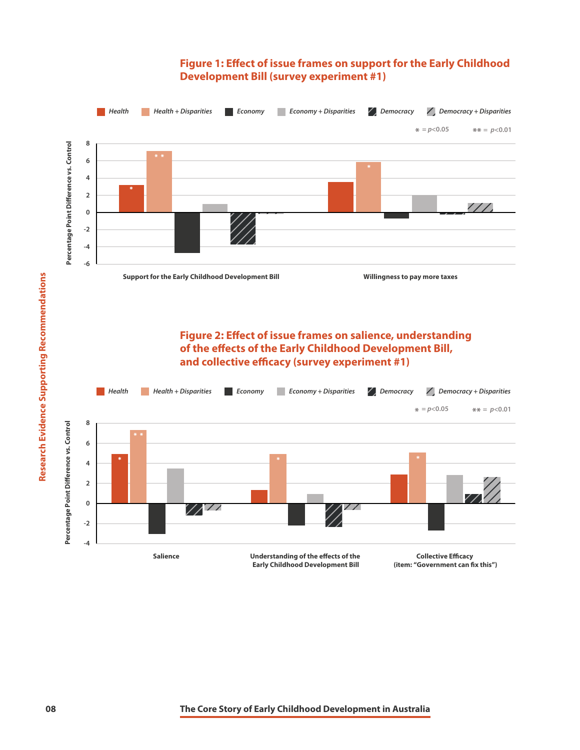### Figure 1: Effect of issue frames on support for the Early Childhood Development Bill (survey experiment #1)

*Health* | *Health + Disparities* | *Economy* | *Economy + Disparities* | *Democracy* | *Democracy + Disparities*

* = $p<0.05$   ** = $p<0.01$

Percentage Point Difference vs. Control

Support for the Early Childhood Development Bill

Willingness to pay more taxes

### Figure 2: Effect of issue frames on salience, understanding of the effects of the Early Childhood Development Bill, and collective efficacy (survey experiment #1)

*Health* | *Health + Disparities* | *Economy* | *Economy + Disparities* | *Democracy* | *Democracy + Disparities*

* = $p<0.05$   ** = $p<0.01$

Percentage Point Difference vs. Control

Salience

Understanding of the effects of the Early Childhood Development Bill

Collective Efficacy (item: "Government can fix this")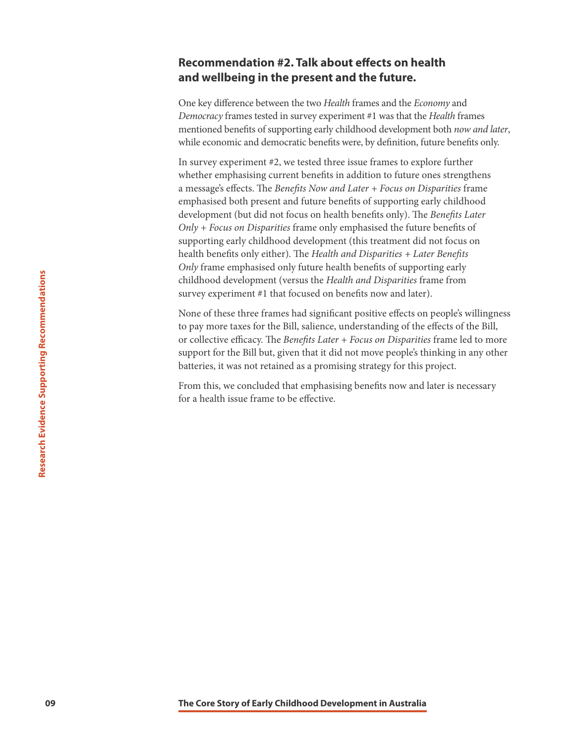## Recommendation #2. Talk about effects on health and wellbeing in the present and the future.

One key difference between the two *Health* frames and the *Economy* and *Democracy* frames tested in survey experiment #1 was that the *Health* frames mentioned benefits of supporting early childhood development both *now and later*, while economic and democratic benefits were, by definition, future benefits only.

In survey experiment #2, we tested three issue frames to explore further whether emphasising current benefits in addition to future ones strengthens a message's effects. The *Benefits Now and Later + Focus on Disparities* frame emphasised both present and future benefits of supporting early childhood development (but did not focus on health benefits only). The *Benefits Later Only + Focus on Disparities* frame only emphasised the future benefits of supporting early childhood development (this treatment did not focus on health benefits only either). The *Health and Disparities + Later Benefits Only* frame emphasised only future health benefits of supporting early childhood development (versus the *Health and Disparities* frame from survey experiment #1 that focused on benefits now and later).

None of these three frames had significant positive effects on people's willingness to pay more taxes for the Bill, salience, understanding of the effects of the Bill, or collective efficacy. The *Benefits Later + Focus on Disparities* frame led to more support for the Bill but, given that it did not move people's thinking in any other batteries, it was not retained as a promising strategy for this project.

From this, we concluded that emphasising benefits now and later is necessary for a health issue frame to be effective.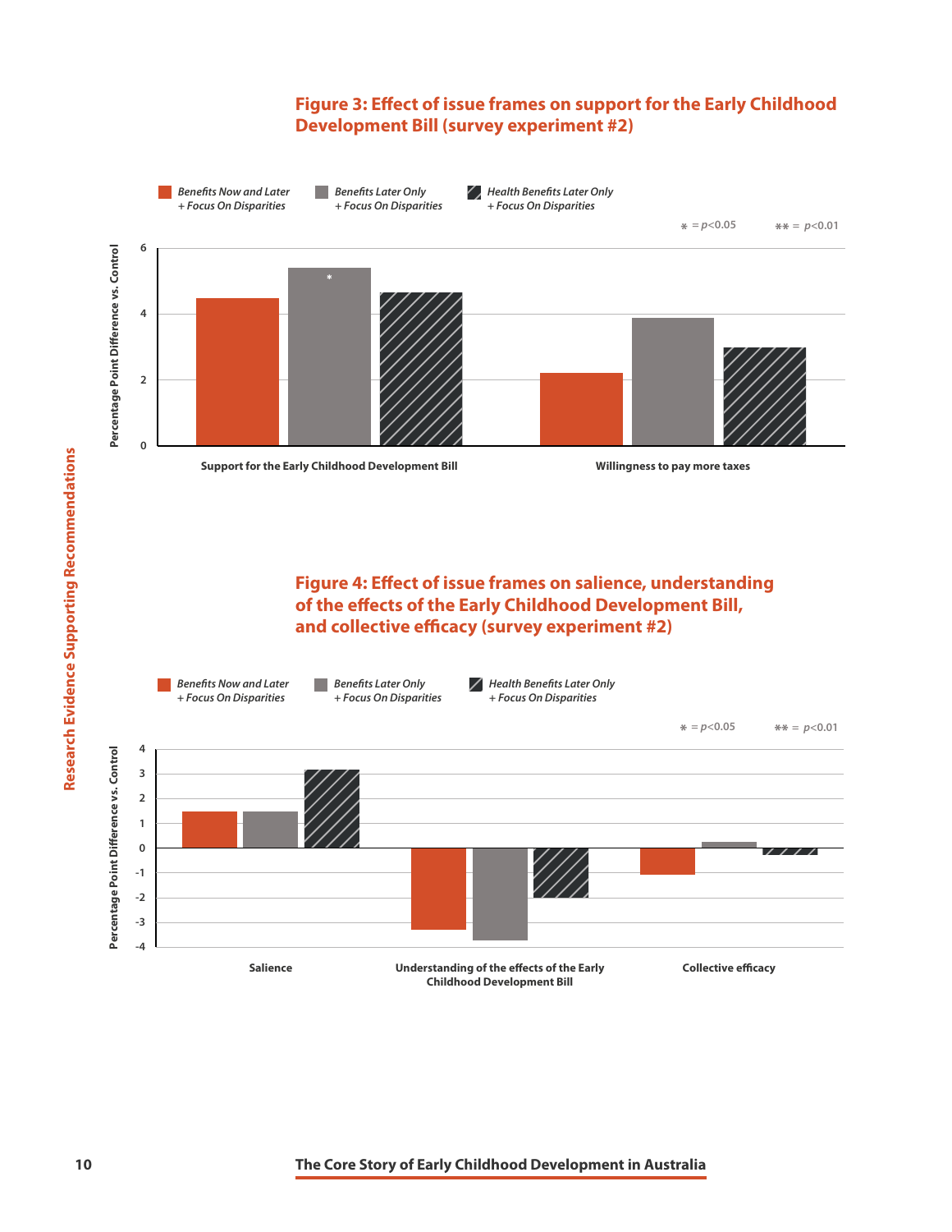## Figure 3: Effect of issue frames on support for the Early Childhood Development Bill (survey experiment #2)

*Benefits Now and Later + Focus On Disparities* | *Benefits Later Only + Focus On Disparities* | *Health Benefits Later Only + Focus On Disparities*

\* = $p<0.05$ \*\* = $p<0.01$

Percentage Point Difference vs. Control

Support for the Early Childhood Development Bill

Willingness to pay more taxes

## Figure 4: Effect of issue frames on salience, understanding of the effects of the Early Childhood Development Bill, and collective efficacy (survey experiment #2)

*Benefits Now and Later + Focus On Disparities* | *Benefits Later Only + Focus On Disparities* | *Health Benefits Later Only + Focus On Disparities*

\* = $p<0.05$ \*\* = $p<0.01$

Percentage Point Difference vs. Control

Salience

Understanding of the effects of the Early Childhood Development Bill

Collective efficacy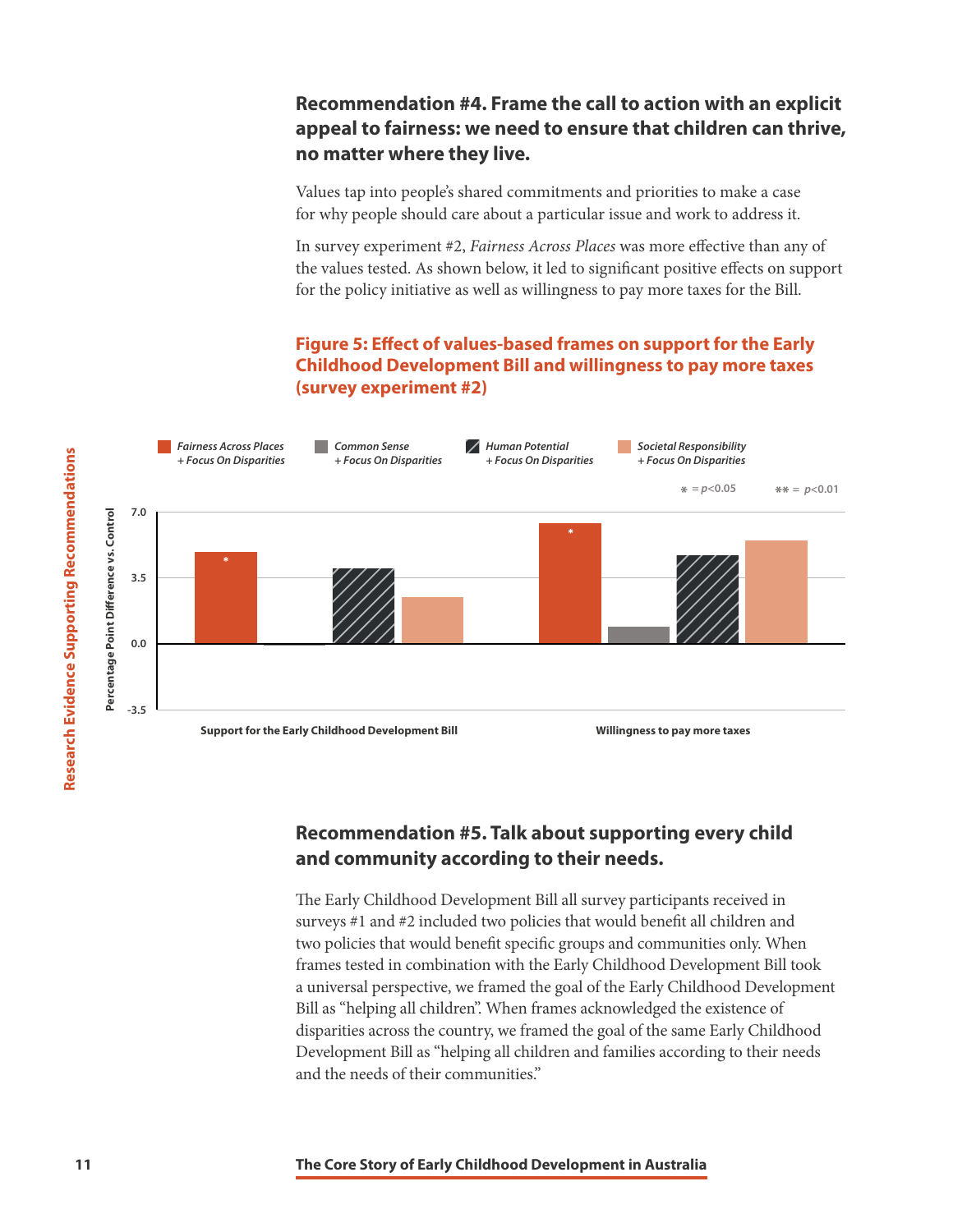## Recommendation #4. Frame the call to action with an explicit appeal to fairness: we need to ensure that children can thrive, no matter where they live.

Values tap into people's shared commitments and priorities to make a case for why people should care about a particular issue and work to address it.

In survey experiment #2, *Fairness Across Places* was more effective than any of the values tested. As shown below, it led to significant positive effects on support for the policy initiative as well as willingness to pay more taxes for the Bill.

**Figure 5: Effect of values-based frames on support for the Early Childhood Development Bill and willingness to pay more taxes (survey experiment #2)**

*Fairness Across Places + Focus On Disparities* | *Common Sense + Focus On Disparities* | *Human Potential + Focus On Disparities* | *Societal Responsibility + Focus On Disparities*

* = $p<0.05$ ** = $p<0.01$

Percentage Point Difference vs. Control: 7.0, 3.5, 0.0, -3.5

Support for the Early Childhood Development Bill | Willingness to pay more taxes

## Recommendation #5. Talk about supporting every child and community according to their needs.

The Early Childhood Development Bill all survey participants received in surveys #1 and #2 included two policies that would benefit all children and two policies that would benefit specific groups and communities only. When frames tested in combination with the Early Childhood Development Bill took a universal perspective, we framed the goal of the Early Childhood Development Bill as "helping all children". When frames acknowledged the existence of disparities across the country, we framed the goal of the same Early Childhood Development Bill as "helping all children and families according to their needs and the needs of their communities."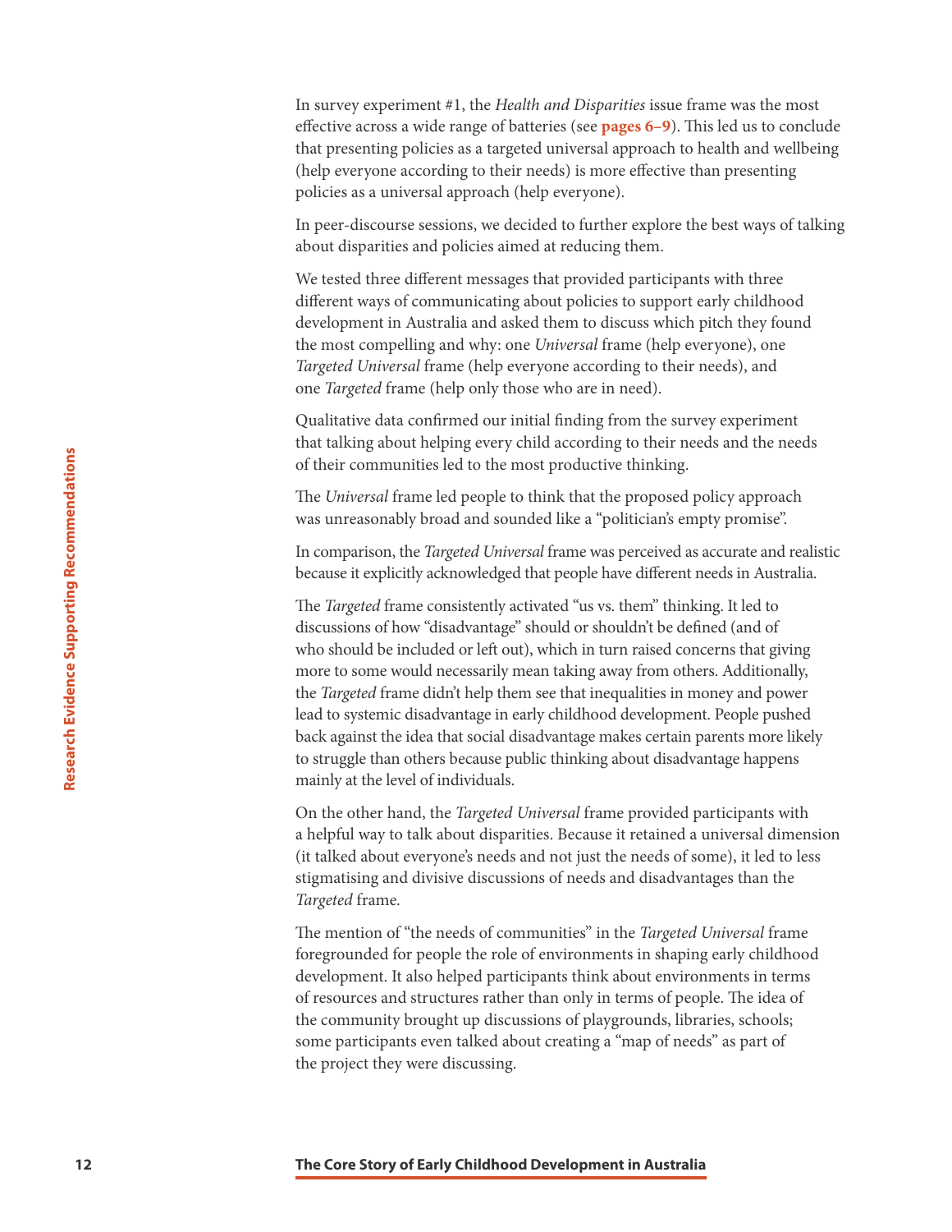In survey experiment #1, the *Health and Disparities* issue frame was the most effective across a wide range of batteries (see **pages 6–9**). This led us to conclude that presenting policies as a targeted universal approach to health and wellbeing (help everyone according to their needs) is more effective than presenting policies as a universal approach (help everyone).

In peer-discourse sessions, we decided to further explore the best ways of talking about disparities and policies aimed at reducing them.

We tested three different messages that provided participants with three different ways of communicating about policies to support early childhood development in Australia and asked them to discuss which pitch they found the most compelling and why: one *Universal* frame (help everyone), one *Targeted Universal* frame (help everyone according to their needs), and one *Targeted* frame (help only those who are in need).

Qualitative data confirmed our initial finding from the survey experiment that talking about helping every child according to their needs and the needs of their communities led to the most productive thinking.

The *Universal* frame led people to think that the proposed policy approach was unreasonably broad and sounded like a "politician's empty promise".

In comparison, the *Targeted Universal* frame was perceived as accurate and realistic because it explicitly acknowledged that people have different needs in Australia.

The *Targeted* frame consistently activated "us vs. them" thinking. It led to discussions of how "disadvantage" should or shouldn't be defined (and of who should be included or left out), which in turn raised concerns that giving more to some would necessarily mean taking away from others. Additionally, the *Targeted* frame didn't help them see that inequalities in money and power lead to systemic disadvantage in early childhood development. People pushed back against the idea that social disadvantage makes certain parents more likely to struggle than others because public thinking about disadvantage happens mainly at the level of individuals.

On the other hand, the *Targeted Universal* frame provided participants with a helpful way to talk about disparities. Because it retained a universal dimension (it talked about everyone's needs and not just the needs of some), it led to less stigmatising and divisive discussions of needs and disadvantages than the *Targeted* frame.

The mention of "the needs of communities" in the *Targeted Universal* frame foregrounded for people the role of environments in shaping early childhood development. It also helped participants think about environments in terms of resources and structures rather than only in terms of people. The idea of the community brought up discussions of playgrounds, libraries, schools; some participants even talked about creating a "map of needs" as part of the project they were discussing.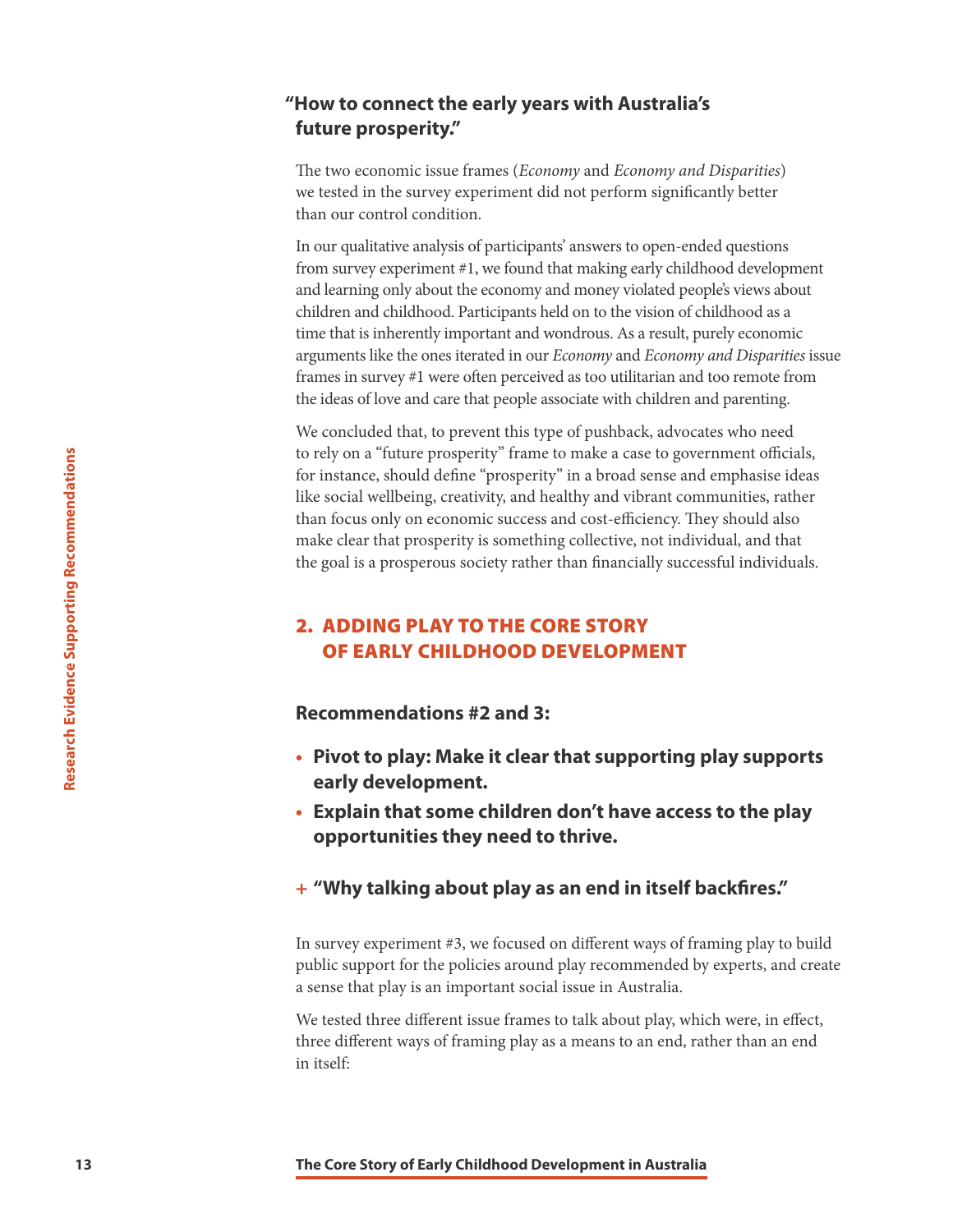### "How to connect the early years with Australia's future prosperity."

The two economic issue frames (*Economy* and *Economy and Disparities*) we tested in the survey experiment did not perform significantly better than our control condition.

In our qualitative analysis of participants' answers to open-ended questions from survey experiment #1, we found that making early childhood development and learning only about the economy and money violated people's views about children and childhood. Participants held on to the vision of childhood as a time that is inherently important and wondrous. As a result, purely economic arguments like the ones iterated in our *Economy* and *Economy and Disparities* issue frames in survey #1 were often perceived as too utilitarian and too remote from the ideas of love and care that people associate with children and parenting.

We concluded that, to prevent this type of pushback, advocates who need to rely on a "future prosperity" frame to make a case to government officials, for instance, should define "prosperity" in a broad sense and emphasise ideas like social wellbeing, creativity, and healthy and vibrant communities, rather than focus only on economic success and cost-efficiency. They should also make clear that prosperity is something collective, not individual, and that the goal is a prosperous society rather than financially successful individuals.

## 2. ADDING PLAY TO THE CORE STORY OF EARLY CHILDHOOD DEVELOPMENT

### Recommendations #2 and 3:

- **Pivot to play: Make it clear that supporting play supports early development.**
- **Explain that some children don't have access to the play opportunities they need to thrive.**

### + "Why talking about play as an end in itself backfires."

In survey experiment #3, we focused on different ways of framing play to build public support for the policies around play recommended by experts, and create a sense that play is an important social issue in Australia.

We tested three different issue frames to talk about play, which were, in effect, three different ways of framing play as a means to an end, rather than an end in itself: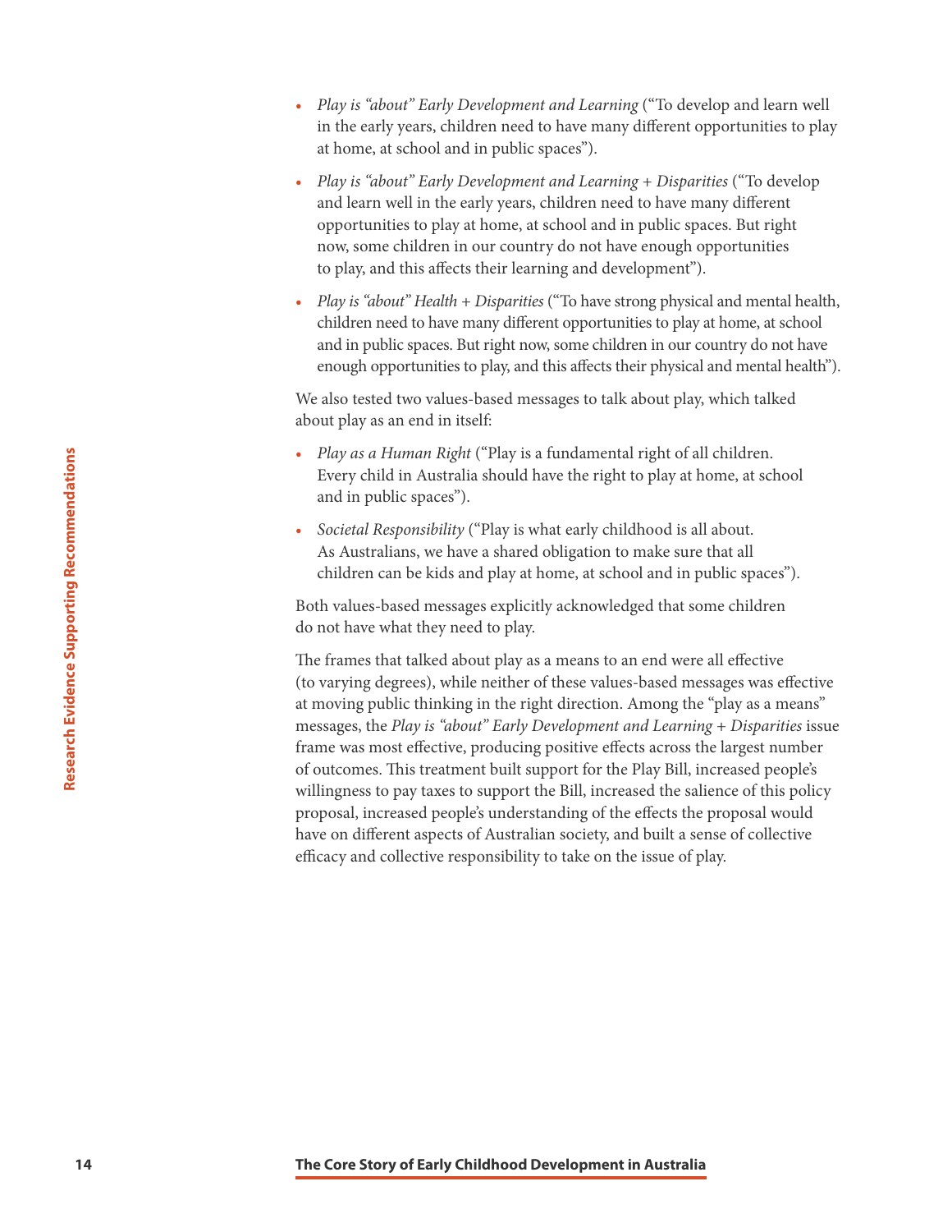- *Play is "about" Early Development and Learning* ("To develop and learn well in the early years, children need to have many different opportunities to play at home, at school and in public spaces").
- *Play is "about" Early Development and Learning + Disparities* ("To develop and learn well in the early years, children need to have many different opportunities to play at home, at school and in public spaces. But right now, some children in our country do not have enough opportunities to play, and this affects their learning and development").
- *Play is "about" Health + Disparities* ("To have strong physical and mental health, children need to have many different opportunities to play at home, at school and in public spaces. But right now, some children in our country do not have enough opportunities to play, and this affects their physical and mental health").

We also tested two values-based messages to talk about play, which talked about play as an end in itself:

- *Play as a Human Right* ("Play is a fundamental right of all children. Every child in Australia should have the right to play at home, at school and in public spaces").
- *Societal Responsibility* ("Play is what early childhood is all about. As Australians, we have a shared obligation to make sure that all children can be kids and play at home, at school and in public spaces").

Both values-based messages explicitly acknowledged that some children do not have what they need to play.

The frames that talked about play as a means to an end were all effective (to varying degrees), while neither of these values-based messages was effective at moving public thinking in the right direction. Among the "play as a means" messages, the *Play is "about" Early Development and Learning + Disparities* issue frame was most effective, producing positive effects across the largest number of outcomes. This treatment built support for the Play Bill, increased people's willingness to pay taxes to support the Bill, increased the salience of this policy proposal, increased people's understanding of the effects the proposal would have on different aspects of Australian society, and built a sense of collective efficacy and collective responsibility to take on the issue of play.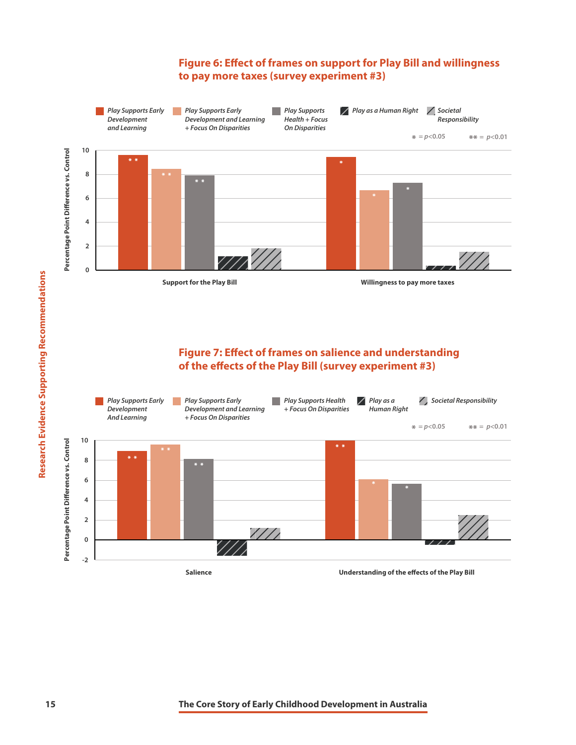**Figure 6: Effect of frames on support for Play Bill and willingness to pay more taxes (survey experiment #3)**

Legend: *Play Supports Early Development and Learning*; *Play Supports Early Development and Learning + Focus On Disparities*; *Play Supports Health + Focus On Disparities*; *Play as a Human Right*; *Societal Responsibility*

* = $p<0.05$  ** = $p<0.01$

Percentage Point Difference vs. Control

Support for the Play Bill | Willingness to pay more taxes

**Figure 7: Effect of frames on salience and understanding of the effects of the Play Bill (survey experiment #3)**

Legend: *Play Supports Early Development And Learning*; *Play Supports Early Development and Learning + Focus On Disparities*; *Play Supports Health + Focus On Disparities*; *Play as a Human Right*; *Societal Responsibility*

* = $p<0.05$  ** = $p<0.01$

Percentage Point Difference vs. Control

Salience | Understanding of the effects of the Play Bill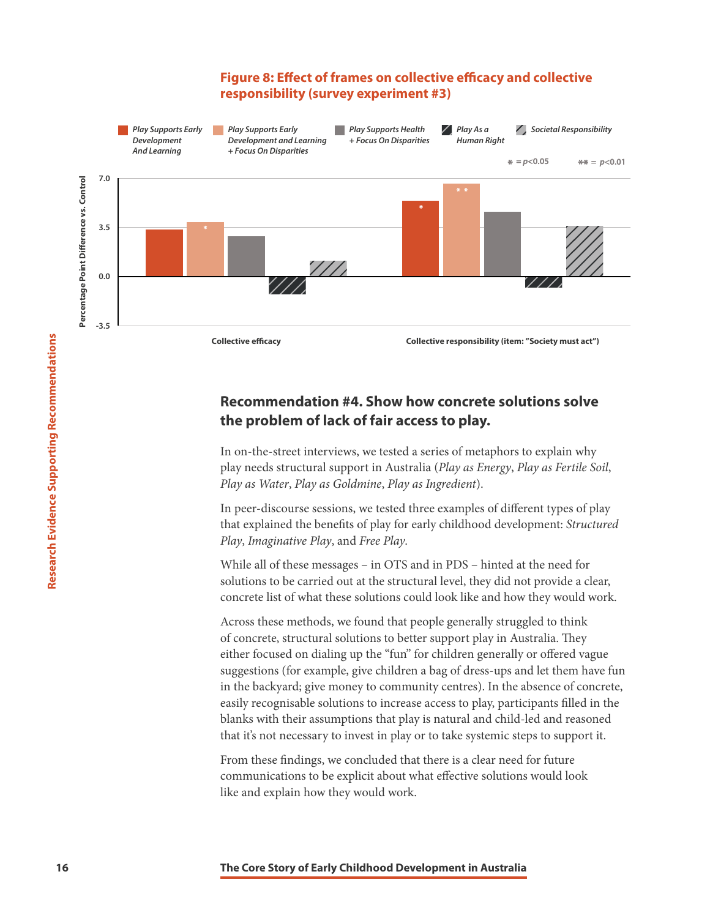**Figure 8: Effect of frames on collective efficacy and collective responsibility (survey experiment #3)**

Legend: *Play Supports Early Development And Learning*; *Play Supports Early Development and Learning + Focus On Disparities*; *Play Supports Health + Focus On Disparities*; *Play As a Human Right*; *Societal Responsibility*

* = $p<0.05$ ** = $p<0.01$

Percentage Point Difference vs. Control (7.0, 3.5, 0.0, -3.5)

Collective efficacy | Collective responsibility (item: "Society must act")

## Recommendation #4. Show how concrete solutions solve the problem of lack of fair access to play.

In on-the-street interviews, we tested a series of metaphors to explain why play needs structural support in Australia (*Play as Energy*, *Play as Fertile Soil*, *Play as Water*, *Play as Goldmine*, *Play as Ingredient*).

In peer-discourse sessions, we tested three examples of different types of play that explained the benefits of play for early childhood development: *Structured Play*, *Imaginative Play*, and *Free Play*.

While all of these messages – in OTS and in PDS – hinted at the need for solutions to be carried out at the structural level, they did not provide a clear, concrete list of what these solutions could look like and how they would work.

Across these methods, we found that people generally struggled to think of concrete, structural solutions to better support play in Australia. They either focused on dialing up the "fun" for children generally or offered vague suggestions (for example, give children a bag of dress-ups and let them have fun in the backyard; give money to community centres). In the absence of concrete, easily recognisable solutions to increase access to play, participants filled in the blanks with their assumptions that play is natural and child-led and reasoned that it's not necessary to invest in play or to take systemic steps to support it.

From these findings, we concluded that there is a clear need for future communications to be explicit about what effective solutions would look like and explain how they would work.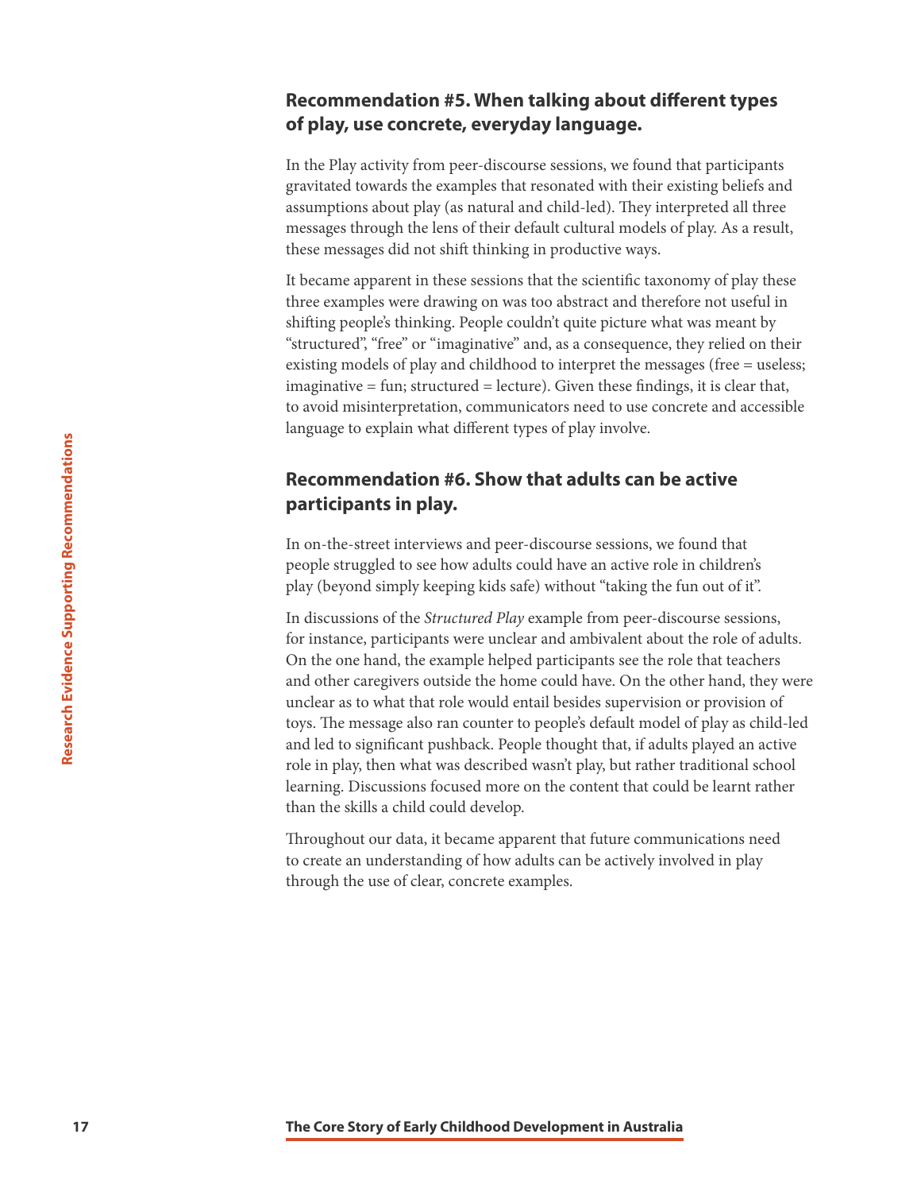## Recommendation #5. When talking about different types of play, use concrete, everyday language.

In the Play activity from peer-discourse sessions, we found that participants gravitated towards the examples that resonated with their existing beliefs and assumptions about play (as natural and child-led). They interpreted all three messages through the lens of their default cultural models of play. As a result, these messages did not shift thinking in productive ways.

It became apparent in these sessions that the scientific taxonomy of play these three examples were drawing on was too abstract and therefore not useful in shifting people's thinking. People couldn't quite picture what was meant by "structured", "free" or "imaginative" and, as a consequence, they relied on their existing models of play and childhood to interpret the messages (free = useless; imaginative = fun; structured = lecture). Given these findings, it is clear that, to avoid misinterpretation, communicators need to use concrete and accessible language to explain what different types of play involve.

## Recommendation #6. Show that adults can be active participants in play.

In on-the-street interviews and peer-discourse sessions, we found that people struggled to see how adults could have an active role in children's play (beyond simply keeping kids safe) without "taking the fun out of it".

In discussions of the *Structured Play* example from peer-discourse sessions, for instance, participants were unclear and ambivalent about the role of adults. On the one hand, the example helped participants see the role that teachers and other caregivers outside the home could have. On the other hand, they were unclear as to what that role would entail besides supervision or provision of toys. The message also ran counter to people's default model of play as child-led and led to significant pushback. People thought that, if adults played an active role in play, then what was described wasn't play, but rather traditional school learning. Discussions focused more on the content that could be learnt rather than the skills a child could develop.

Throughout our data, it became apparent that future communications need to create an understanding of how adults can be actively involved in play through the use of clear, concrete examples.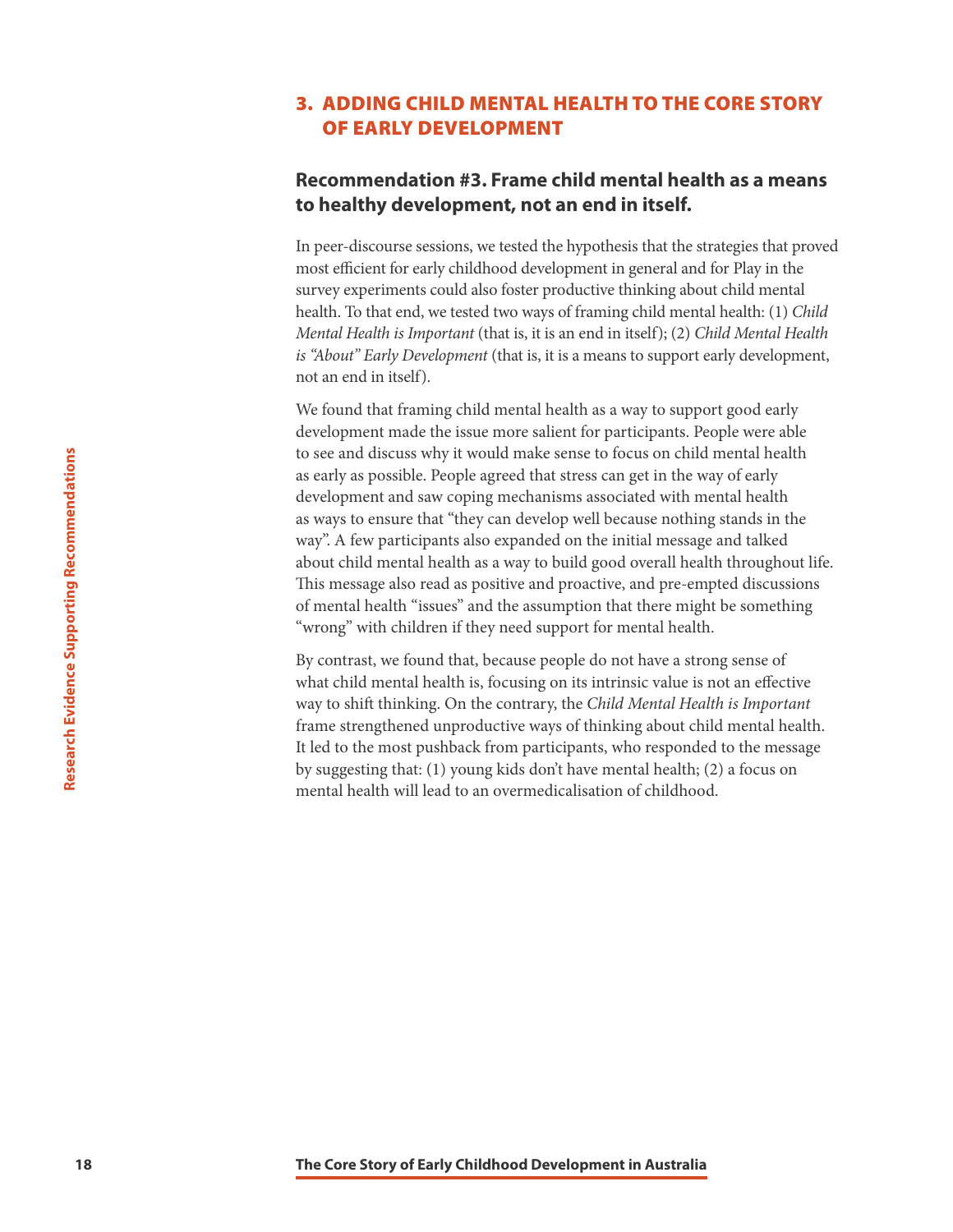## 3. ADDING CHILD MENTAL HEALTH TO THE CORE STORY OF EARLY DEVELOPMENT

### Recommendation #3. Frame child mental health as a means to healthy development, not an end in itself.

In peer-discourse sessions, we tested the hypothesis that the strategies that proved most efficient for early childhood development in general and for Play in the survey experiments could also foster productive thinking about child mental health. To that end, we tested two ways of framing child mental health: (1) *Child Mental Health is Important* (that is, it is an end in itself); (2) *Child Mental Health is "About" Early Development* (that is, it is a means to support early development, not an end in itself).

We found that framing child mental health as a way to support good early development made the issue more salient for participants. People were able to see and discuss why it would make sense to focus on child mental health as early as possible. People agreed that stress can get in the way of early development and saw coping mechanisms associated with mental health as ways to ensure that "they can develop well because nothing stands in the way". A few participants also expanded on the initial message and talked about child mental health as a way to build good overall health throughout life. This message also read as positive and proactive, and pre-empted discussions of mental health "issues" and the assumption that there might be something "wrong" with children if they need support for mental health.

By contrast, we found that, because people do not have a strong sense of what child mental health is, focusing on its intrinsic value is not an effective way to shift thinking. On the contrary, the *Child Mental Health is Important* frame strengthened unproductive ways of thinking about child mental health. It led to the most pushback from participants, who responded to the message by suggesting that: (1) young kids don't have mental health; (2) a focus on mental health will lead to an overmedicalisation of childhood.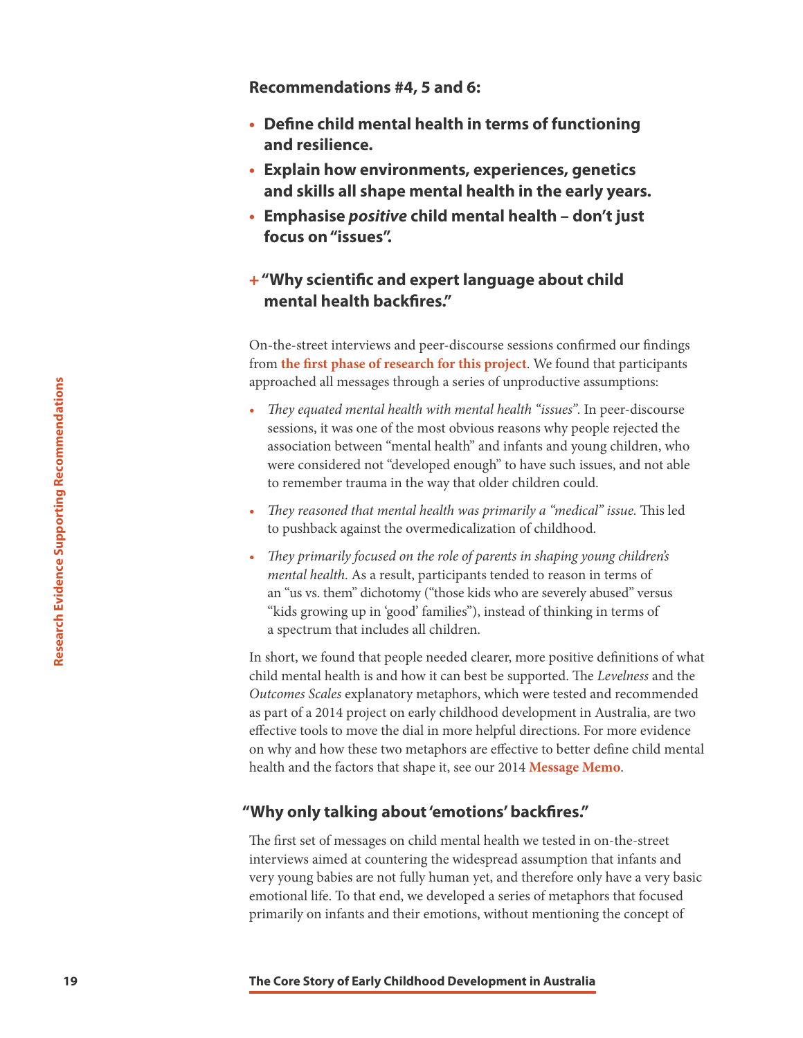**Recommendations #4, 5 and 6:**

- **Define child mental health in terms of functioning and resilience.**
- **Explain how environments, experiences, genetics and skills all shape mental health in the early years.**
- **Emphasise *positive* child mental health – don't just focus on "issues".**

### + "Why scientific and expert language about child mental health backfires."

On-the-street interviews and peer-discourse sessions confirmed our findings from **the first phase of research for this project**. We found that participants approached all messages through a series of unproductive assumptions:

- *They equated mental health with mental health "issues".* In peer-discourse sessions, it was one of the most obvious reasons why people rejected the association between "mental health" and infants and young children, who were considered not "developed enough" to have such issues, and not able to remember trauma in the way that older children could.
- *They reasoned that mental health was primarily a "medical" issue.* This led to pushback against the overmedicalization of childhood.
- *They primarily focused on the role of parents in shaping young children's mental health.* As a result, participants tended to reason in terms of an "us vs. them" dichotomy ("those kids who are severely abused" versus "kids growing up in 'good' families"), instead of thinking in terms of a spectrum that includes all children.

In short, we found that people needed clearer, more positive definitions of what child mental health is and how it can best be supported. The *Levelness* and the *Outcomes Scales* explanatory metaphors, which were tested and recommended as part of a 2014 project on early childhood development in Australia, are two effective tools to move the dial in more helpful directions. For more evidence on why and how these two metaphors are effective to better define child mental health and the factors that shape it, see our 2014 **Message Memo**.

### "Why only talking about 'emotions' backfires."

The first set of messages on child mental health we tested in on-the-street interviews aimed at countering the widespread assumption that infants and very young babies are not fully human yet, and therefore only have a very basic emotional life. To that end, we developed a series of metaphors that focused primarily on infants and their emotions, without mentioning the concept of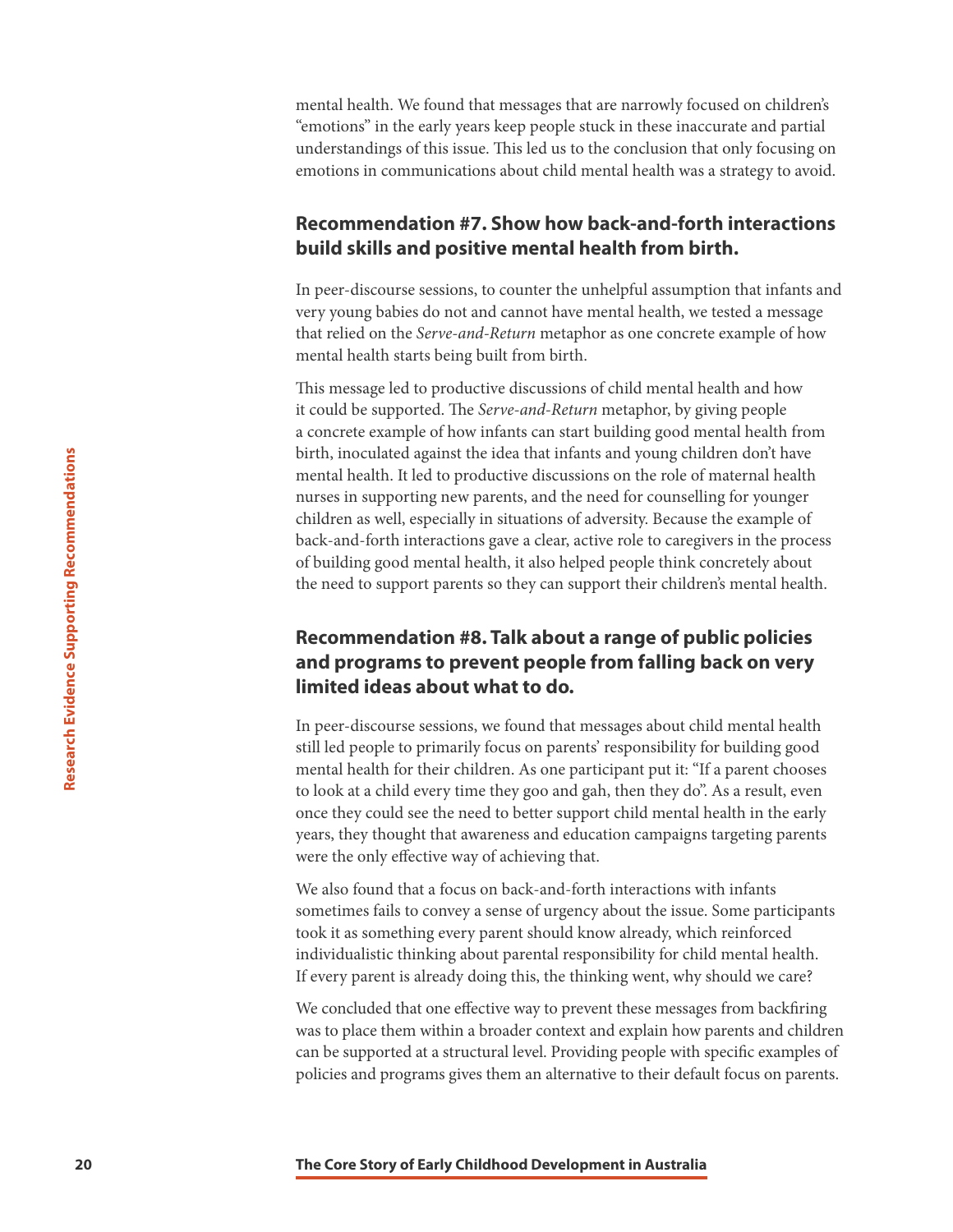mental health. We found that messages that are narrowly focused on children's "emotions" in the early years keep people stuck in these inaccurate and partial understandings of this issue. This led us to the conclusion that only focusing on emotions in communications about child mental health was a strategy to avoid.

### Recommendation #7. Show how back-and-forth interactions build skills and positive mental health from birth.

In peer-discourse sessions, to counter the unhelpful assumption that infants and very young babies do not and cannot have mental health, we tested a message that relied on the *Serve-and-Return* metaphor as one concrete example of how mental health starts being built from birth.

This message led to productive discussions of child mental health and how it could be supported. The *Serve-and-Return* metaphor, by giving people a concrete example of how infants can start building good mental health from birth, inoculated against the idea that infants and young children don't have mental health. It led to productive discussions on the role of maternal health nurses in supporting new parents, and the need for counselling for younger children as well, especially in situations of adversity. Because the example of back-and-forth interactions gave a clear, active role to caregivers in the process of building good mental health, it also helped people think concretely about the need to support parents so they can support their children's mental health.

### Recommendation #8. Talk about a range of public policies and programs to prevent people from falling back on very limited ideas about what to do.

In peer-discourse sessions, we found that messages about child mental health still led people to primarily focus on parents' responsibility for building good mental health for their children. As one participant put it: "If a parent chooses to look at a child every time they goo and gah, then they do". As a result, even once they could see the need to better support child mental health in the early years, they thought that awareness and education campaigns targeting parents were the only effective way of achieving that.

We also found that a focus on back-and-forth interactions with infants sometimes fails to convey a sense of urgency about the issue. Some participants took it as something every parent should know already, which reinforced individualistic thinking about parental responsibility for child mental health. If every parent is already doing this, the thinking went, why should we care?

We concluded that one effective way to prevent these messages from backfiring was to place them within a broader context and explain how parents and children can be supported at a structural level. Providing people with specific examples of policies and programs gives them an alternative to their default focus on parents.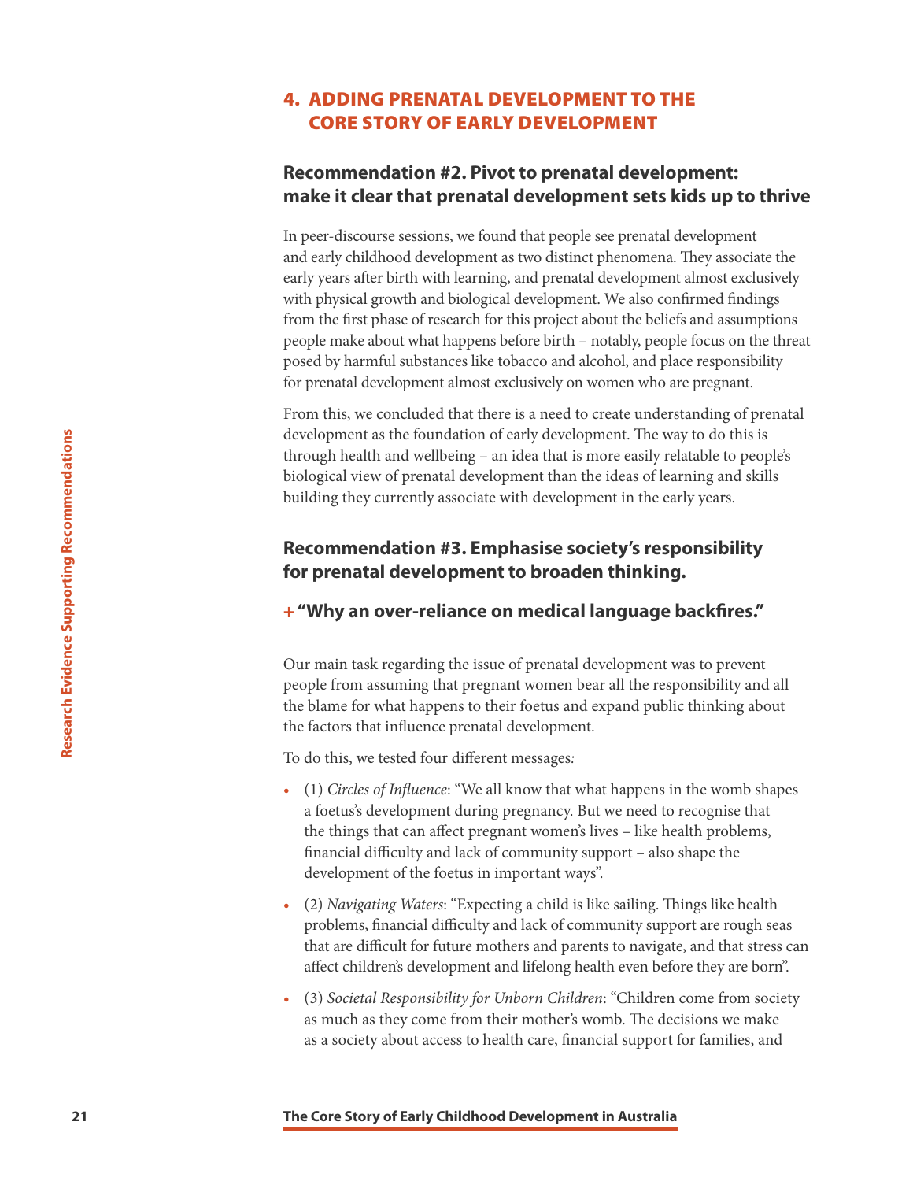## 4. ADDING PRENATAL DEVELOPMENT TO THE CORE STORY OF EARLY DEVELOPMENT

### Recommendation #2. Pivot to prenatal development: make it clear that prenatal development sets kids up to thrive

In peer-discourse sessions, we found that people see prenatal development and early childhood development as two distinct phenomena. They associate the early years after birth with learning, and prenatal development almost exclusively with physical growth and biological development. We also confirmed findings from the first phase of research for this project about the beliefs and assumptions people make about what happens before birth – notably, people focus on the threat posed by harmful substances like tobacco and alcohol, and place responsibility for prenatal development almost exclusively on women who are pregnant.

From this, we concluded that there is a need to create understanding of prenatal development as the foundation of early development. The way to do this is through health and wellbeing – an idea that is more easily relatable to people's biological view of prenatal development than the ideas of learning and skills building they currently associate with development in the early years.

### Recommendation #3. Emphasise society's responsibility for prenatal development to broaden thinking.

**+ "Why an over-reliance on medical language backfires."**

Our main task regarding the issue of prenatal development was to prevent people from assuming that pregnant women bear all the responsibility and all the blame for what happens to their foetus and expand public thinking about the factors that influence prenatal development.

To do this, we tested four different messages:

- (1) *Circles of Influence*: "We all know that what happens in the womb shapes a foetus's development during pregnancy. But we need to recognise that the things that can affect pregnant women's lives – like health problems, financial difficulty and lack of community support – also shape the development of the foetus in important ways".
- (2) *Navigating Waters*: "Expecting a child is like sailing. Things like health problems, financial difficulty and lack of community support are rough seas that are difficult for future mothers and parents to navigate, and that stress can affect children's development and lifelong health even before they are born".
- (3) *Societal Responsibility for Unborn Children*: "Children come from society as much as they come from their mother's womb. The decisions we make as a society about access to health care, financial support for families, and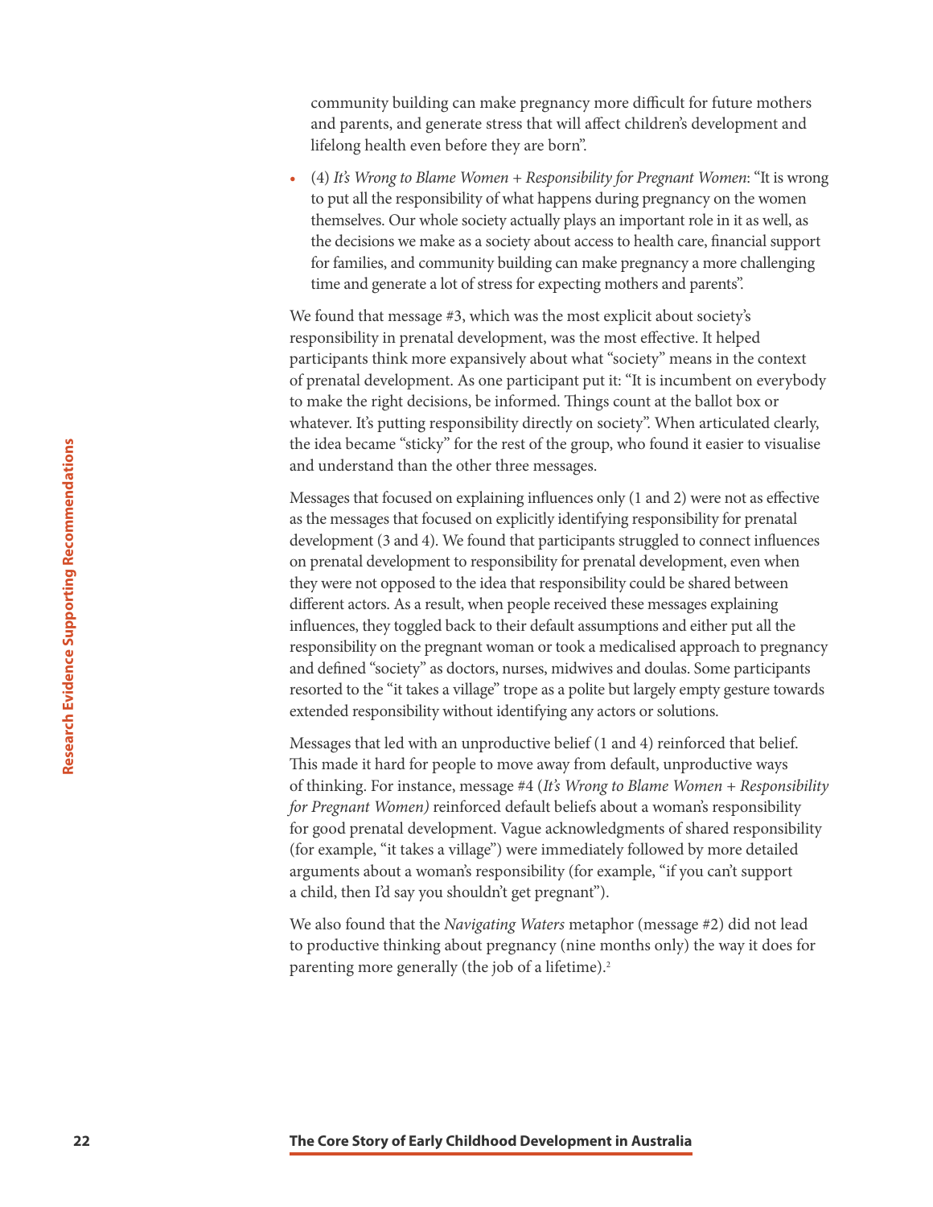community building can make pregnancy more difficult for future mothers and parents, and generate stress that will affect children's development and lifelong health even before they are born".

- (4) *It's Wrong to Blame Women + Responsibility for Pregnant Women*: "It is wrong to put all the responsibility of what happens during pregnancy on the women themselves. Our whole society actually plays an important role in it as well, as the decisions we make as a society about access to health care, financial support for families, and community building can make pregnancy a more challenging time and generate a lot of stress for expecting mothers and parents".

We found that message #3, which was the most explicit about society's responsibility in prenatal development, was the most effective. It helped participants think more expansively about what "society" means in the context of prenatal development. As one participant put it: "It is incumbent on everybody to make the right decisions, be informed. Things count at the ballot box or whatever. It's putting responsibility directly on society". When articulated clearly, the idea became "sticky" for the rest of the group, who found it easier to visualise and understand than the other three messages.

Messages that focused on explaining influences only (1 and 2) were not as effective as the messages that focused on explicitly identifying responsibility for prenatal development (3 and 4). We found that participants struggled to connect influences on prenatal development to responsibility for prenatal development, even when they were not opposed to the idea that responsibility could be shared between different actors. As a result, when people received these messages explaining influences, they toggled back to their default assumptions and either put all the responsibility on the pregnant woman or took a medicalised approach to pregnancy and defined "society" as doctors, nurses, midwives and doulas. Some participants resorted to the "it takes a village" trope as a polite but largely empty gesture towards extended responsibility without identifying any actors or solutions.

Messages that led with an unproductive belief (1 and 4) reinforced that belief. This made it hard for people to move away from default, unproductive ways of thinking. For instance, message #4 (*It's Wrong to Blame Women + Responsibility for Pregnant Women)* reinforced default beliefs about a woman's responsibility for good prenatal development. Vague acknowledgments of shared responsibility (for example, "it takes a village") were immediately followed by more detailed arguments about a woman's responsibility (for example, "if you can't support a child, then I'd say you shouldn't get pregnant").

We also found that the *Navigating Waters* metaphor (message #2) did not lead to productive thinking about pregnancy (nine months only) the way it does for parenting more generally (the job of a lifetime).[2]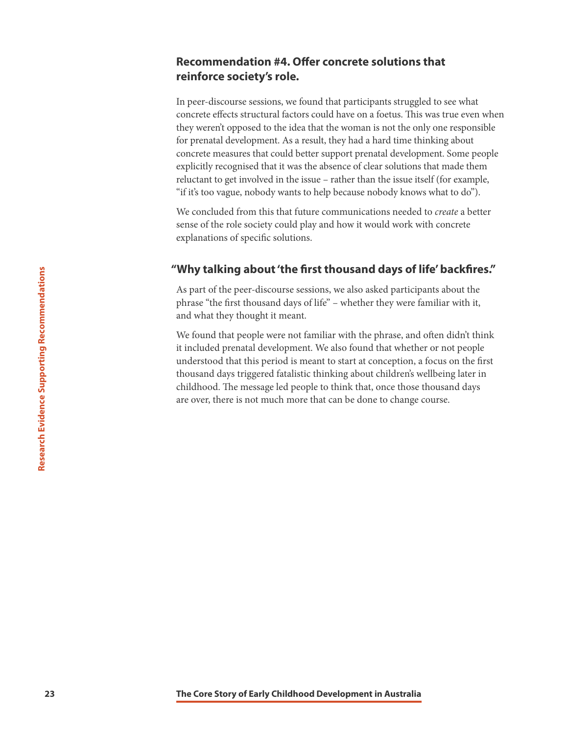### Recommendation #4. Offer concrete solutions that reinforce society's role.

In peer-discourse sessions, we found that participants struggled to see what concrete effects structural factors could have on a foetus. This was true even when they weren't opposed to the idea that the woman is not the only one responsible for prenatal development. As a result, they had a hard time thinking about concrete measures that could better support prenatal development. Some people explicitly recognised that it was the absence of clear solutions that made them reluctant to get involved in the issue – rather than the issue itself (for example, "if it's too vague, nobody wants to help because nobody knows what to do").

We concluded from this that future communications needed to *create* a better sense of the role society could play and how it would work with concrete explanations of specific solutions.

### "Why talking about 'the first thousand days of life' backfires."

As part of the peer-discourse sessions, we also asked participants about the phrase "the first thousand days of life" – whether they were familiar with it, and what they thought it meant.

We found that people were not familiar with the phrase, and often didn't think it included prenatal development. We also found that whether or not people understood that this period is meant to start at conception, a focus on the first thousand days triggered fatalistic thinking about children's wellbeing later in childhood. The message led people to think that, once those thousand days are over, there is not much more that can be done to change course.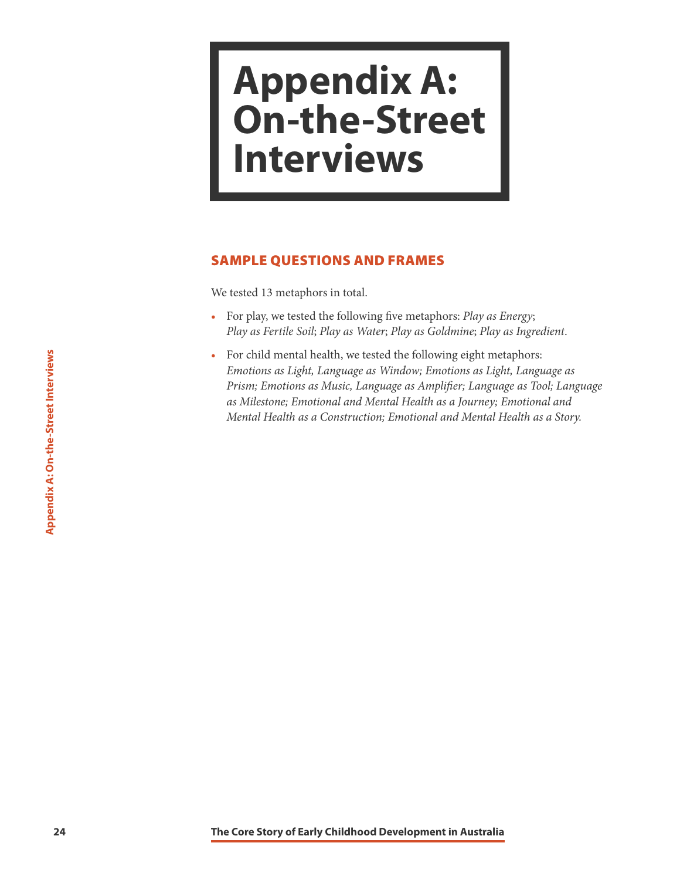# Appendix A: On-the-Street Interviews

## SAMPLE QUESTIONS AND FRAMES

We tested 13 metaphors in total.

- For play, we tested the following five metaphors: *Play as Energy*; *Play as Fertile Soil*; *Play as Water*; *Play as Goldmine*; *Play as Ingredient*.
- For child mental health, we tested the following eight metaphors: *Emotions as Light, Language as Window; Emotions as Light, Language as Prism; Emotions as Music, Language as Amplifier; Language as Tool; Language as Milestone; Emotional and Mental Health as a Journey; Emotional and Mental Health as a Construction; Emotional and Mental Health as a Story.*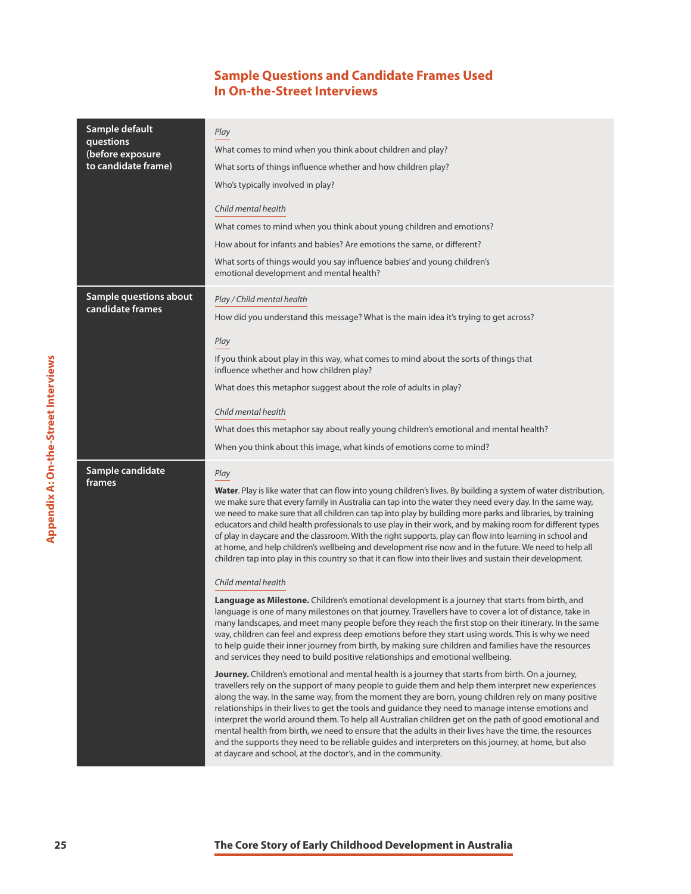## Sample Questions and Candidate Frames Used In On-the-Street Interviews

| | |
|---|---|
| **Sample default questions (before exposure to candidate frame)** | *Play*<br><br>What comes to mind when you think about children and play?<br><br>What sorts of things influence whether and how children play?<br><br>Who's typically involved in play?<br><br>*Child mental health*<br><br>What comes to mind when you think about young children and emotions?<br><br>How about for infants and babies? Are emotions the same, or different?<br><br>What sorts of things would you say influence babies' and young children's emotional development and mental health? |
| **Sample questions about candidate frames** | *Play / Child mental health*<br><br>How did you understand this message? What is the main idea it's trying to get across?<br><br>*Play*<br><br>If you think about play in this way, what comes to mind about the sorts of things that influence whether and how children play?<br><br>What does this metaphor suggest about the role of adults in play?<br><br>*Child mental health*<br><br>What does this metaphor say about really young children's emotional and mental health?<br><br>When you think about this image, what kinds of emotions come to mind? |
| **Sample candidate frames** | *Play*<br><br>**Water**. Play is like water that can flow into young children's lives. By building a system of water distribution, we make sure that every family in Australia can tap into the water they need every day. In the same way, we need to make sure that all children can tap into play by building more parks and libraries, by training educators and child health professionals to use play in their work, and by making room for different types of play in daycare and the classroom. With the right supports, play can flow into learning in school and at home, and help children's wellbeing and development rise now and in the future. We need to help all children tap into play in this country so that it can flow into their lives and sustain their development.<br><br>*Child mental health*<br><br>**Language as Milestone.** Children's emotional development is a journey that starts from birth, and language is one of many milestones on that journey. Travellers have to cover a lot of distance, take in many landscapes, and meet many people before they reach the first stop on their itinerary. In the same way, children can feel and express deep emotions before they start using words. This is why we need to help guide their inner journey from birth, by making sure children and families have the resources and services they need to build positive relationships and emotional wellbeing.<br><br>**Journey.** Children's emotional and mental health is a journey that starts from birth. On a journey, travellers rely on the support of many people to guide them and help them interpret new experiences along the way. In the same way, from the moment they are born, young children rely on many positive relationships in their lives to get the tools and guidance they need to manage intense emotions and interpret the world around them. To help all Australian children get on the path of good emotional and mental health from birth, we need to ensure that the adults in their lives have the time, the resources and the supports they need to be reliable guides and interpreters on this journey, at home, but also at daycare and school, at the doctor's, and in the community. |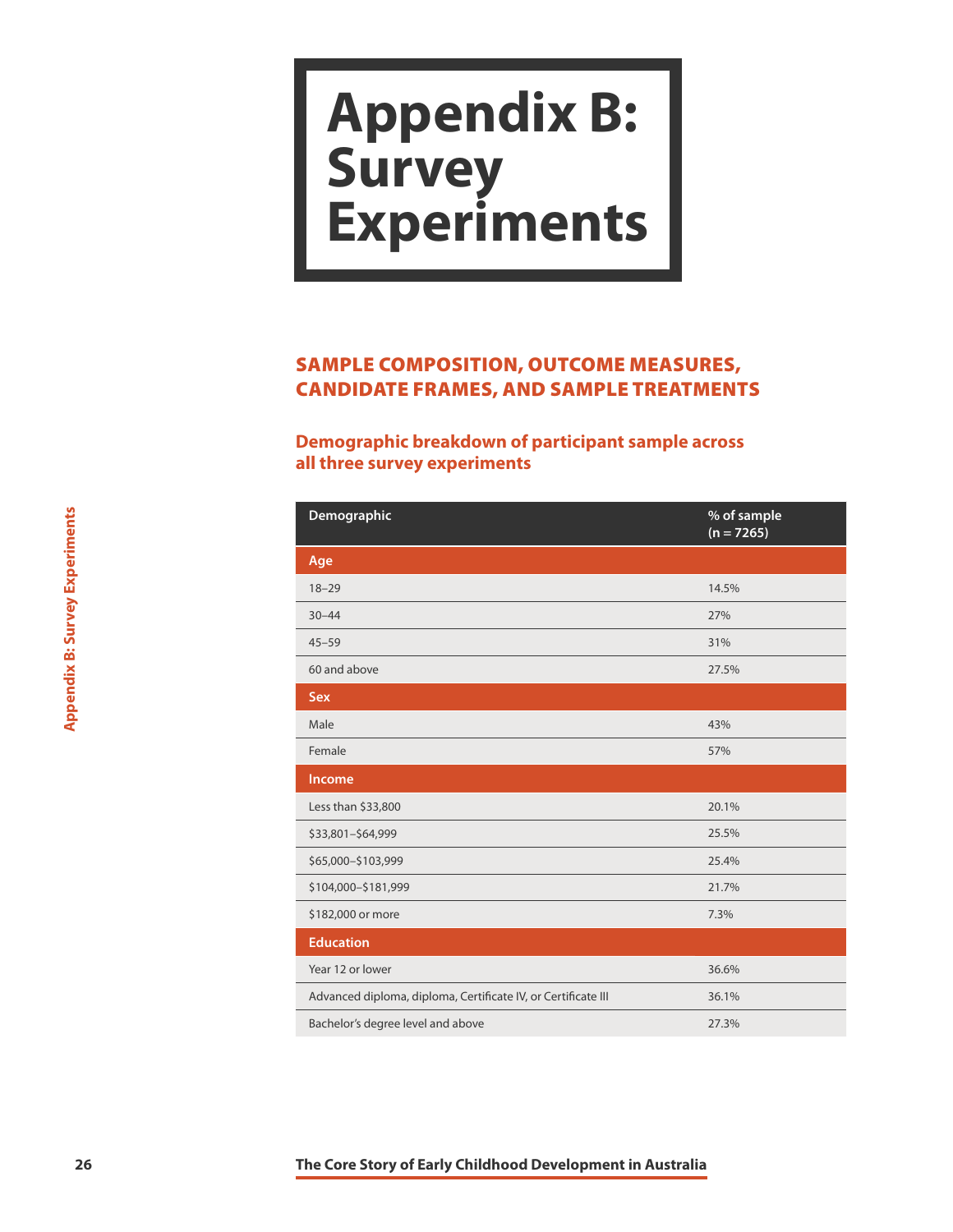# Appendix B: Survey Experiments

## SAMPLE COMPOSITION, OUTCOME MEASURES, CANDIDATE FRAMES, AND SAMPLE TREATMENTS

### Demographic breakdown of participant sample across all three survey experiments

| Demographic | % of sample (n = 7265) |
|---|---|
| **Age** | |
| 18–29 | 14.5% |
| 30–44 | 27% |
| 45–59 | 31% |
| 60 and above | 27.5% |
| **Sex** | |
| Male | 43% |
| Female | 57% |
| **Income** | |
| Less than $33,800 | 20.1% |
| $33,801–$64,999 | 25.5% |
| $65,000–$103,999 | 25.4% |
| $104,000–$181,999 | 21.7% |
| $182,000 or more | 7.3% |
| **Education** | |
| Year 12 or lower | 36.6% |
| Advanced diploma, diploma, Certificate IV, or Certificate III | 36.1% |
| Bachelor's degree level and above | 27.3% |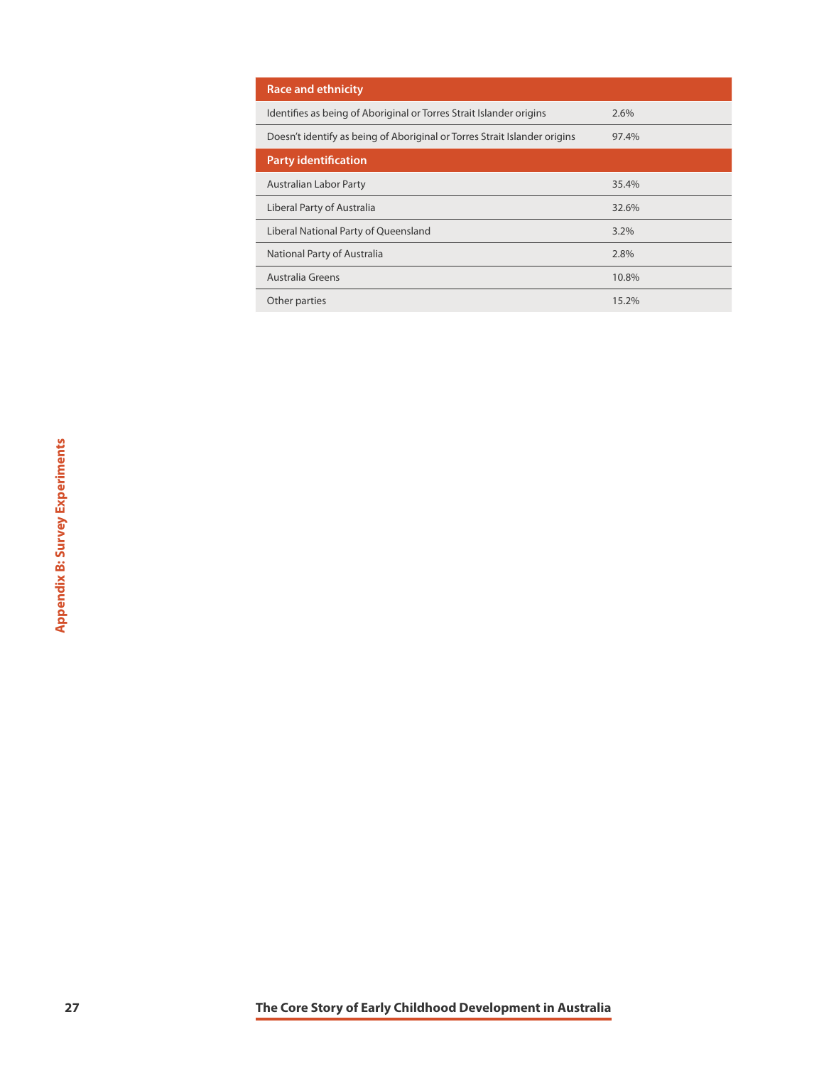| Race and ethnicity | |
|---|---|
| Identifies as being of Aboriginal or Torres Strait Islander origins | 2.6% |
| Doesn't identify as being of Aboriginal or Torres Strait Islander origins | 97.4% |
| **Party identification** | |
| Australian Labor Party | 35.4% |
| Liberal Party of Australia | 32.6% |
| Liberal National Party of Queensland | 3.2% |
| National Party of Australia | 2.8% |
| Australia Greens | 10.8% |
| Other parties | 15.2% |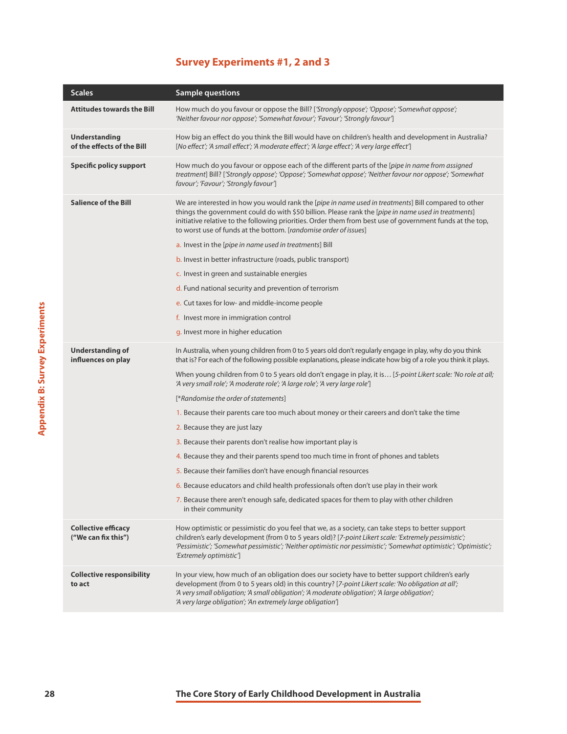## Survey Experiments #1, 2 and 3

| Scales | Sample questions |
|---|---|
| **Attitudes towards the Bill** | How much do you favour or oppose the Bill? [*'Strongly oppose'; 'Oppose'; 'Somewhat oppose'; 'Neither favour nor oppose'; 'Somewhat favour'; 'Favour'; 'Strongly favour'*] |
| **Understanding of the effects of the Bill** | How big an effect do you think the Bill would have on children's health and development in Australia? [*No effect'; 'A small effect'; 'A moderate effect'; 'A large effect'; 'A very large effect'*] |
| **Specific policy support** | How much do you favour or oppose each of the different parts of the [*pipe in name from assigned treatment*] Bill? [*'Strongly oppose'; 'Oppose'; 'Somewhat oppose'; 'Neither favour nor oppose'; 'Somewhat favour'; 'Favour'; 'Strongly favour'*] |
| **Salience of the Bill** | We are interested in how you would rank the [*pipe in name used in treatments*] Bill compared to other things the government could do with $50 billion. Please rank the [*pipe in name used in treatments*] initiative relative to the following priorities. Order them from best use of government funds at the top, to worst use of funds at the bottom. [*randomise order of issues*]<br>a. Invest in the [*pipe in name used in treatments*] Bill<br>b. Invest in better infrastructure (roads, public transport)<br>c. Invest in green and sustainable energies<br>d. Fund national security and prevention of terrorism<br>e. Cut taxes for low- and middle-income people<br>f. Invest more in immigration control<br>g. Invest more in higher education |
| **Understanding of influences on play** | In Australia, when young children from 0 to 5 years old don't regularly engage in play, why do you think that is? For each of the following possible explanations, please indicate how big of a role you think it plays.<br>When young children from 0 to 5 years old don't engage in play, it is… [*5-point Likert scale: 'No role at all; 'A very small role'; 'A moderate role'; 'A large role'; 'A very large role'*]<br>[*\*Randomise the order of statements*]<br>1. Because their parents care too much about money or their careers and don't take the time<br>2. Because they are just lazy<br>3. Because their parents don't realise how important play is<br>4. Because they and their parents spend too much time in front of phones and tablets<br>5. Because their families don't have enough financial resources<br>6. Because educators and child health professionals often don't use play in their work<br>7. Because there aren't enough safe, dedicated spaces for them to play with other children in their community |
| **Collective efficacy ("We can fix this")** | How optimistic or pessimistic do you feel that we, as a society, can take steps to better support children's early development (from 0 to 5 years old)? [*7-point Likert scale: 'Extremely pessimistic'; 'Pessimistic'; 'Somewhat pessimistic'; 'Neither optimistic nor pessimistic'; 'Somewhat optimistic'; 'Optimistic'; 'Extremely optimistic'*] |
| **Collective responsibility to act** | In your view, how much of an obligation does our society have to better support children's early development (from 0 to 5 years old) in this country? [*7-point Likert scale: 'No obligation at all'; 'A very small obligation; 'A small obligation'; 'A moderate obligation'; 'A large obligation'; 'A very large obligation'; 'An extremely large obligation'*] |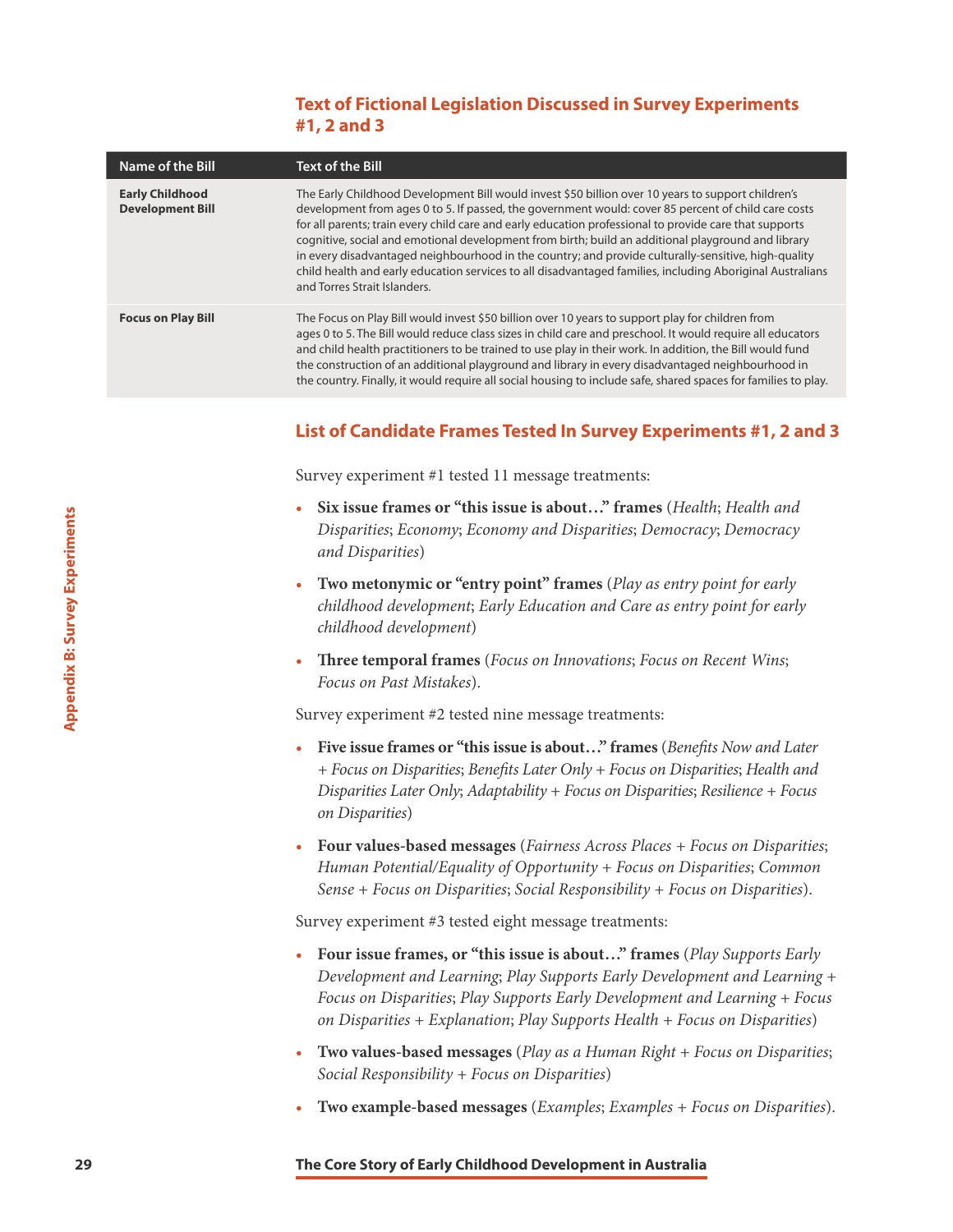## Text of Fictional Legislation Discussed in Survey Experiments #1, 2 and 3

| Name of the Bill | Text of the Bill |
|---|---|
| **Early Childhood Development Bill** | The Early Childhood Development Bill would invest $50 billion over 10 years to support children's development from ages 0 to 5. If passed, the government would: cover 85 percent of child care costs for all parents; train every child care and early education professional to provide care that supports cognitive, social and emotional development from birth; build an additional playground and library in every disadvantaged neighbourhood in the country; and provide culturally-sensitive, high-quality child health and early education services to all disadvantaged families, including Aboriginal Australians and Torres Strait Islanders. |
| **Focus on Play Bill** | The Focus on Play Bill would invest $50 billion over 10 years to support play for children from ages 0 to 5. The Bill would reduce class sizes in child care and preschool. It would require all educators and child health practitioners to be trained to use play in their work. In addition, the Bill would fund the construction of an additional playground and library in every disadvantaged neighbourhood in the country. Finally, it would require all social housing to include safe, shared spaces for families to play. |

## List of Candidate Frames Tested In Survey Experiments #1, 2 and 3

Survey experiment #1 tested 11 message treatments:

- **Six issue frames or "this issue is about…" frames** (*Health*; *Health and Disparities*; *Economy*; *Economy and Disparities*; *Democracy*; *Democracy and Disparities*)
- **Two metonymic or "entry point" frames** (*Play as entry point for early childhood development*; *Early Education and Care as entry point for early childhood development*)
- **Three temporal frames** (*Focus on Innovations*; *Focus on Recent Wins*; *Focus on Past Mistakes*).

Survey experiment #2 tested nine message treatments:

- **Five issue frames or "this issue is about…" frames** (*Benefits Now and Later + Focus on Disparities*; *Benefits Later Only + Focus on Disparities*; *Health and Disparities Later Only*; *Adaptability + Focus on Disparities*; *Resilience + Focus on Disparities*)
- **Four values-based messages** (*Fairness Across Places + Focus on Disparities*; *Human Potential/Equality of Opportunity + Focus on Disparities*; *Common Sense + Focus on Disparities*; *Social Responsibility + Focus on Disparities*).

Survey experiment #3 tested eight message treatments:

- **Four issue frames, or "this issue is about…" frames** (*Play Supports Early Development and Learning*; *Play Supports Early Development and Learning + Focus on Disparities*; *Play Supports Early Development and Learning + Focus on Disparities + Explanation*; *Play Supports Health + Focus on Disparities*)
- **Two values-based messages** (*Play as a Human Right + Focus on Disparities*; *Social Responsibility + Focus on Disparities*)
- **Two example-based messages** (*Examples*; *Examples + Focus on Disparities*).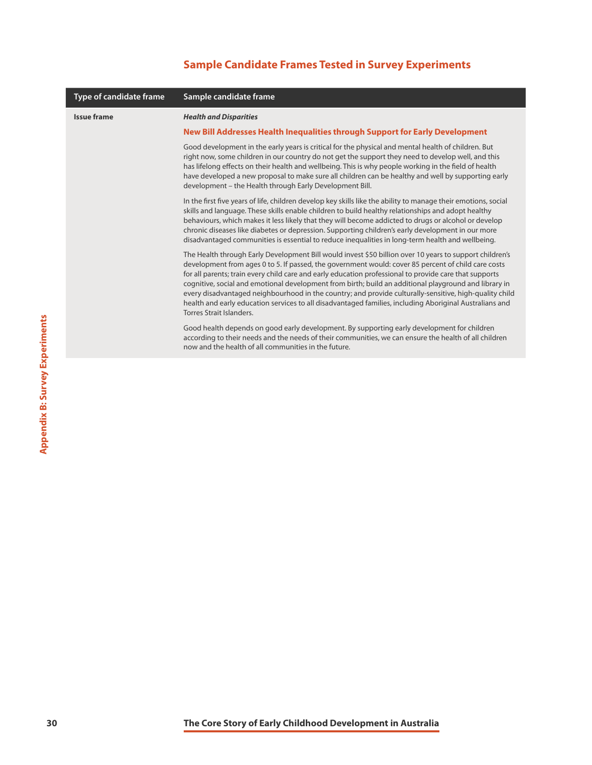## Sample Candidate Frames Tested in Survey Experiments

| Type of candidate frame | Sample candidate frame |
| --- | --- |
| **Issue frame** | ***Health and Disparities*** <br><br> **New Bill Addresses Health Inequalities through Support for Early Development** <br><br> Good development in the early years is critical for the physical and mental health of children. But right now, some children in our country do not get the support they need to develop well, and this has lifelong effects on their health and wellbeing. This is why people working in the field of health have developed a new proposal to make sure all children can be healthy and well by supporting early development – the Health through Early Development Bill. <br><br> In the first five years of life, children develop key skills like the ability to manage their emotions, social skills and language. These skills enable children to build healthy relationships and adopt healthy behaviours, which makes it less likely that they will become addicted to drugs or alcohol or develop chronic diseases like diabetes or depression. Supporting children's early development in our more disadvantaged communities is essential to reduce inequalities in long-term health and wellbeing. <br><br> The Health through Early Development Bill would invest $50 billion over 10 years to support children's development from ages 0 to 5. If passed, the government would: cover 85 percent of child care costs for all parents; train every child care and early education professional to provide care that supports cognitive, social and emotional development from birth; build an additional playground and library in every disadvantaged neighbourhood in the country; and provide culturally-sensitive, high-quality child health and early education services to all disadvantaged families, including Aboriginal Australians and Torres Strait Islanders. <br><br> Good health depends on good early development. By supporting early development for children according to their needs and the needs of their communities, we can ensure the health of all children now and the health of all communities in the future. |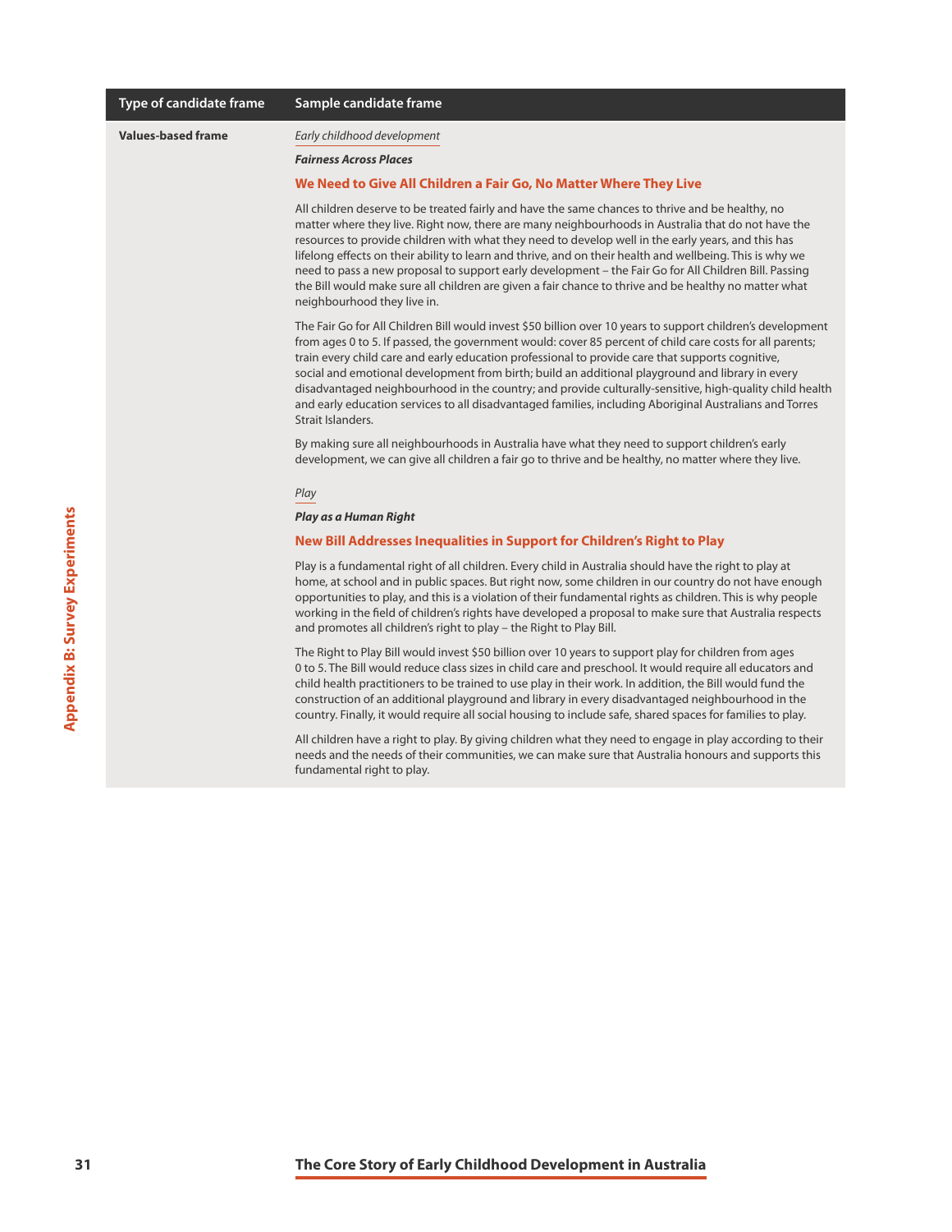| Type of candidate frame | Sample candidate frame |
| --- | --- |
| **Values-based frame** | *Early childhood development*<br><br>***Fairness Across Places***<br><br>**We Need to Give All Children a Fair Go, No Matter Where They Live**<br><br>All children deserve to be treated fairly and have the same chances to thrive and be healthy, no matter where they live. Right now, there are many neighbourhoods in Australia that do not have the resources to provide children with what they need to develop well in the early years, and this has lifelong effects on their ability to learn and thrive, and on their health and wellbeing. This is why we need to pass a new proposal to support early development – the Fair Go for All Children Bill. Passing the Bill would make sure all children are given a fair chance to thrive and be healthy no matter what neighbourhood they live in.<br><br>The Fair Go for All Children Bill would invest $50 billion over 10 years to support children's development from ages 0 to 5. If passed, the government would: cover 85 percent of child care costs for all parents; train every child care and early education professional to provide care that supports cognitive, social and emotional development from birth; build an additional playground and library in every disadvantaged neighbourhood in the country; and provide culturally-sensitive, high-quality child health and early education services to all disadvantaged families, including Aboriginal Australians and Torres Strait Islanders.<br><br>By making sure all neighbourhoods in Australia have what they need to support children's early development, we can give all children a fair go to thrive and be healthy, no matter where they live.<br><br>*Play*<br><br>***Play as a Human Right***<br><br>**New Bill Addresses Inequalities in Support for Children's Right to Play**<br><br>Play is a fundamental right of all children. Every child in Australia should have the right to play at home, at school and in public spaces. But right now, some children in our country do not have enough opportunities to play, and this is a violation of their fundamental rights as children. This is why people working in the field of children's rights have developed a proposal to make sure that Australia respects and promotes all children's right to play – the Right to Play Bill.<br><br>The Right to Play Bill would invest $50 billion over 10 years to support play for children from ages 0 to 5. The Bill would reduce class sizes in child care and preschool. It would require all educators and child health practitioners to be trained to use play in their work. In addition, the Bill would fund the construction of an additional playground and library in every disadvantaged neighbourhood in the country. Finally, it would require all social housing to include safe, shared spaces for families to play.<br><br>All children have a right to play. By giving children what they need to engage in play according to their needs and the needs of their communities, we can make sure that Australia honours and supports this fundamental right to play. |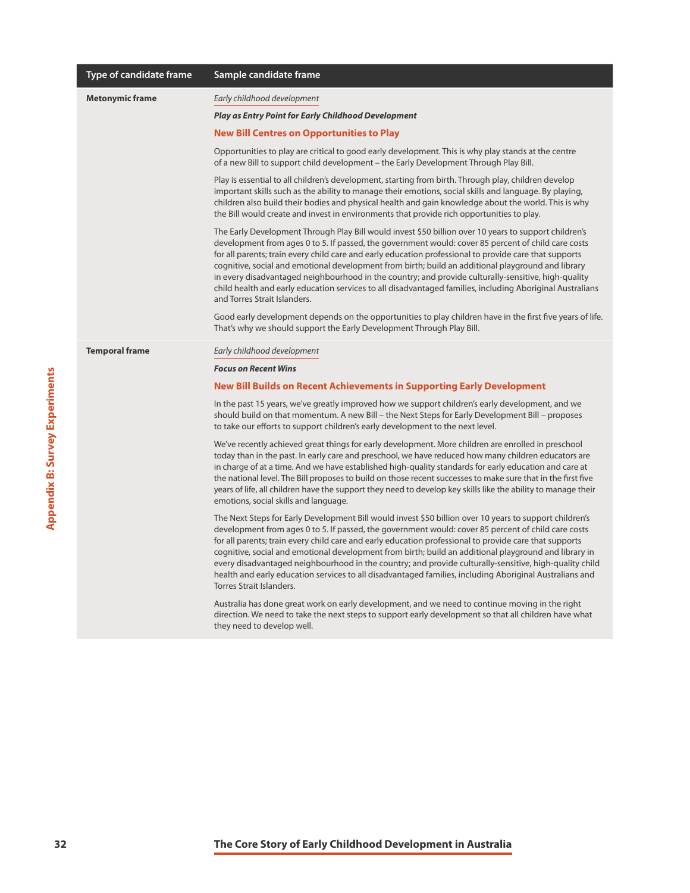| Type of candidate frame | Sample candidate frame |
|---|---|
| **Metonymic frame** | *Early childhood development*<br><br>***Play as Entry Point for Early Childhood Development***<br><br>**New Bill Centres on Opportunities to Play**<br><br>Opportunities to play are critical to good early development. This is why play stands at the centre of a new Bill to support child development – the Early Development Through Play Bill.<br><br>Play is essential to all children's development, starting from birth. Through play, children develop important skills such as the ability to manage their emotions, social skills and language. By playing, children also build their bodies and physical health and gain knowledge about the world. This is why the Bill would create and invest in environments that provide rich opportunities to play.<br><br>The Early Development Through Play Bill would invest $50 billion over 10 years to support children's development from ages 0 to 5. If passed, the government would: cover 85 percent of child care costs for all parents; train every child care and early education professional to provide care that supports cognitive, social and emotional development from birth; build an additional playground and library in every disadvantaged neighbourhood in the country; and provide culturally-sensitive, high-quality child health and early education services to all disadvantaged families, including Aboriginal Australians and Torres Strait Islanders.<br><br>Good early development depends on the opportunities to play children have in the first five years of life. That's why we should support the Early Development Through Play Bill. |
| **Temporal frame** | *Early childhood development*<br><br>***Focus on Recent Wins***<br><br>**New Bill Builds on Recent Achievements in Supporting Early Development**<br><br>In the past 15 years, we've greatly improved how we support children's early development, and we should build on that momentum. A new Bill – the Next Steps for Early Development Bill – proposes to take our efforts to support children's early development to the next level.<br><br>We've recently achieved great things for early development. More children are enrolled in preschool today than in the past. In early care and preschool, we have reduced how many children educators are in charge of at a time. And we have established high-quality standards for early education and care at the national level. The Bill proposes to build on those recent successes to make sure that in the first five years of life, all children have the support they need to develop key skills like the ability to manage their emotions, social skills and language.<br><br>The Next Steps for Early Development Bill would invest $50 billion over 10 years to support children's development from ages 0 to 5. If passed, the government would: cover 85 percent of child care costs for all parents; train every child care and early education professional to provide care that supports cognitive, social and emotional development from birth; build an additional playground and library in every disadvantaged neighbourhood in the country; and provide culturally-sensitive, high-quality child health and early education services to all disadvantaged families, including Aboriginal Australians and Torres Strait Islanders.<br><br>Australia has done great work on early development, and we need to continue moving in the right direction. We need to take the next steps to support early development so that all children have what they need to develop well. |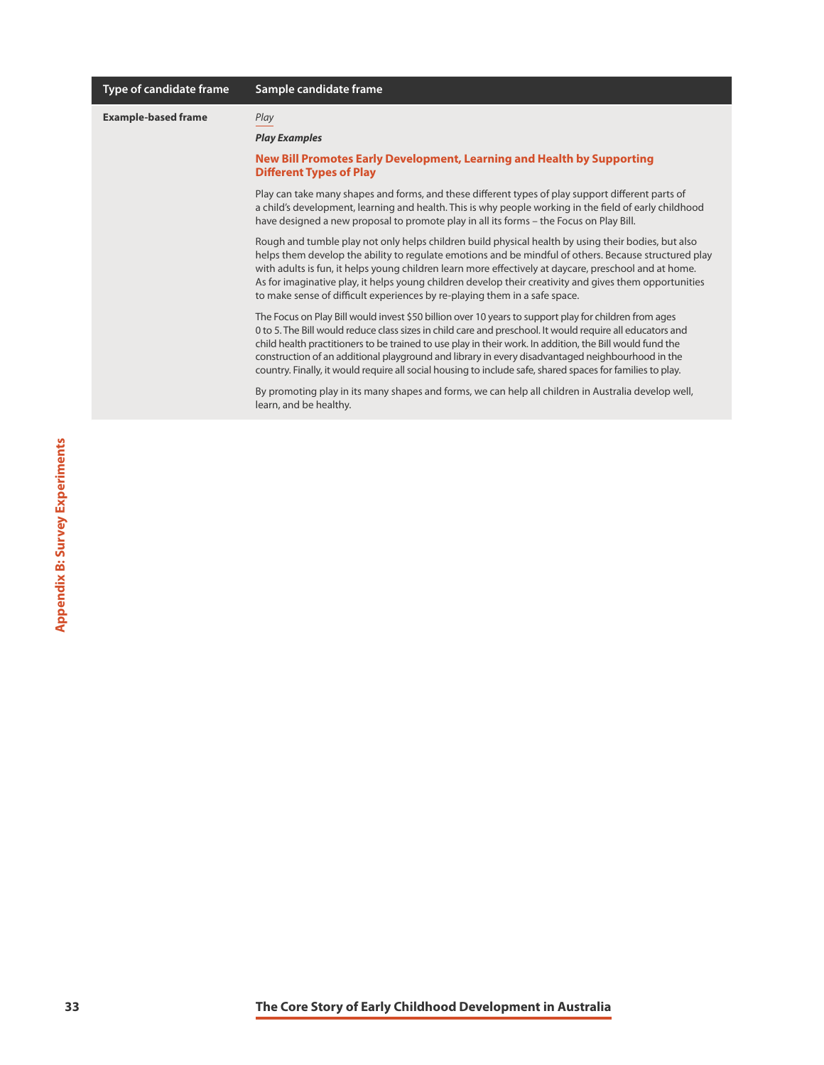| Type of candidate frame | Sample candidate frame |
|---|---|
| **Example-based frame** | *Play*<br><br>***Play Examples***<br><br>**New Bill Promotes Early Development, Learning and Health by Supporting Different Types of Play**<br><br>Play can take many shapes and forms, and these different types of play support different parts of a child's development, learning and health. This is why people working in the field of early childhood have designed a new proposal to promote play in all its forms – the Focus on Play Bill.<br><br>Rough and tumble play not only helps children build physical health by using their bodies, but also helps them develop the ability to regulate emotions and be mindful of others. Because structured play with adults is fun, it helps young children learn more effectively at daycare, preschool and at home. As for imaginative play, it helps young children develop their creativity and gives them opportunities to make sense of difficult experiences by re-playing them in a safe space.<br><br>The Focus on Play Bill would invest $50 billion over 10 years to support play for children from ages 0 to 5. The Bill would reduce class sizes in child care and preschool. It would require all educators and child health practitioners to be trained to use play in their work. In addition, the Bill would fund the construction of an additional playground and library in every disadvantaged neighbourhood in the country. Finally, it would require all social housing to include safe, shared spaces for families to play.<br><br>By promoting play in its many shapes and forms, we can help all children in Australia develop well, learn, and be healthy. |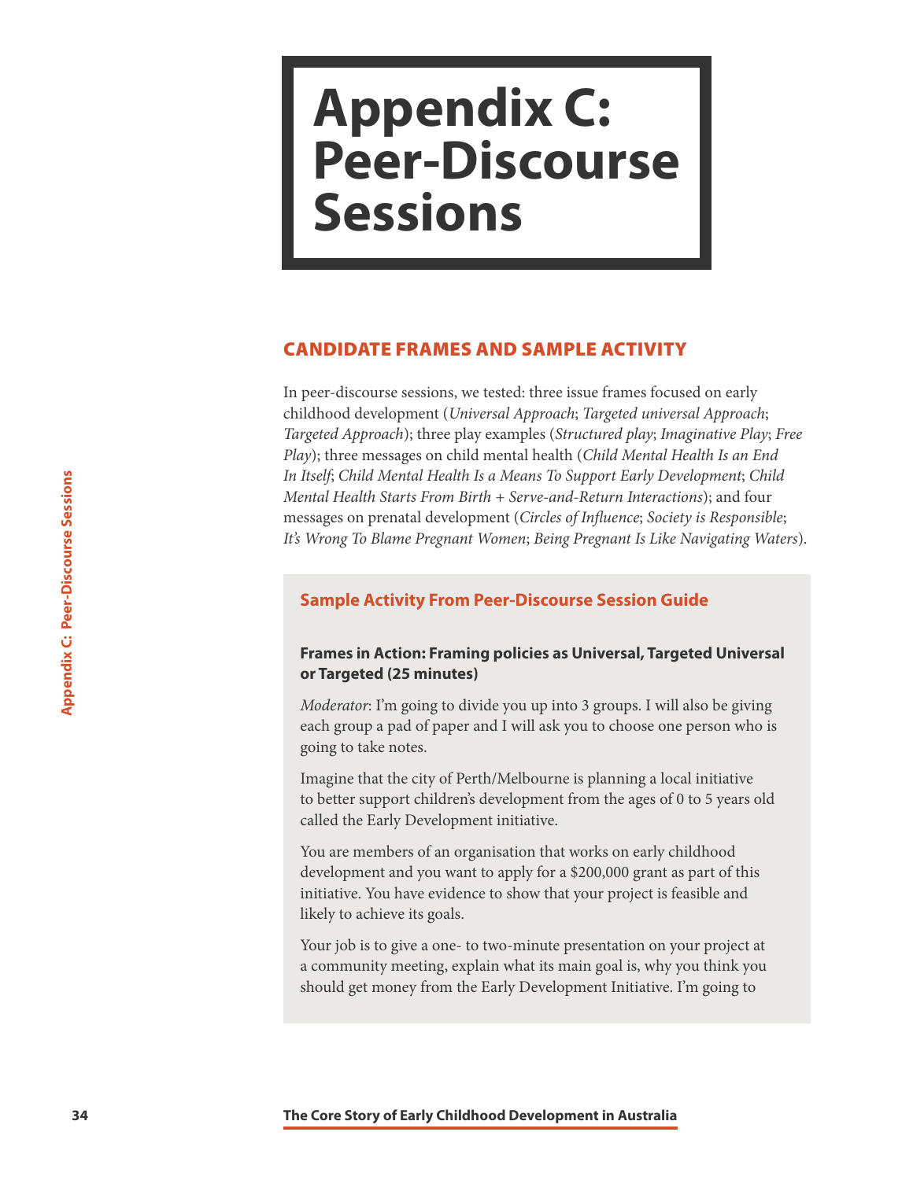# Appendix C: Peer-Discourse Sessions

## CANDIDATE FRAMES AND SAMPLE ACTIVITY

In peer-discourse sessions, we tested: three issue frames focused on early childhood development (*Universal Approach*; *Targeted universal Approach*; *Targeted Approach*); three play examples (*Structured play*; *Imaginative Play*; *Free Play*); three messages on child mental health (*Child Mental Health Is an End In Itself*; *Child Mental Health Is a Means To Support Early Development*; *Child Mental Health Starts From Birth + Serve-and-Return Interactions*); and four messages on prenatal development (*Circles of Influence*; *Society is Responsible*; *It's Wrong To Blame Pregnant Women*; *Being Pregnant Is Like Navigating Waters*).

### Sample Activity From Peer-Discourse Session Guide

**Frames in Action: Framing policies as Universal, Targeted Universal or Targeted (25 minutes)**

*Moderator*: I'm going to divide you up into 3 groups. I will also be giving each group a pad of paper and I will ask you to choose one person who is going to take notes.

Imagine that the city of Perth/Melbourne is planning a local initiative to better support children's development from the ages of 0 to 5 years old called the Early Development initiative.

You are members of an organisation that works on early childhood development and you want to apply for a $200,000 grant as part of this initiative. You have evidence to show that your project is feasible and likely to achieve its goals.

Your job is to give a one- to two-minute presentation on your project at a community meeting, explain what its main goal is, why you think you should get money from the Early Development Initiative. I'm going to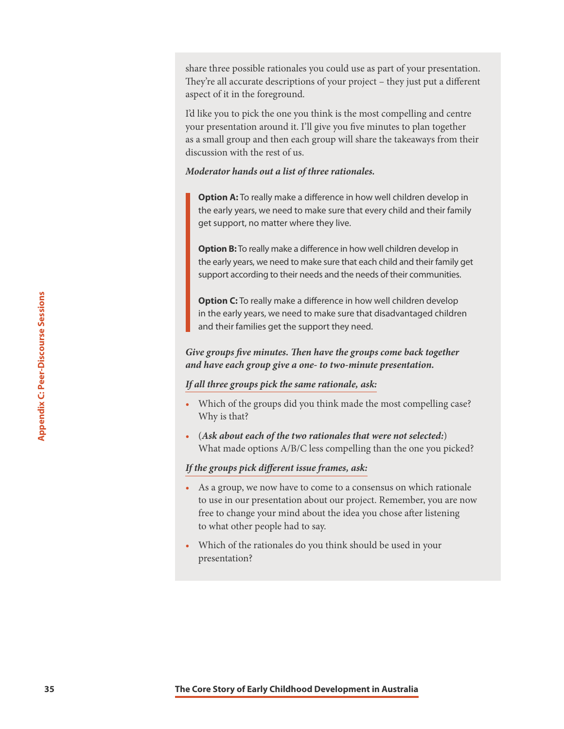share three possible rationales you could use as part of your presentation. They're all accurate descriptions of your project – they just put a different aspect of it in the foreground.

I'd like you to pick the one you think is the most compelling and centre your presentation around it. I'll give you five minutes to plan together as a small group and then each group will share the takeaways from their discussion with the rest of us.

***Moderator hands out a list of three rationales.***

> **Option A:** To really make a difference in how well children develop in the early years, we need to make sure that every child and their family get support, no matter where they live.
>
> **Option B:** To really make a difference in how well children develop in the early years, we need to make sure that each child and their family get support according to their needs and the needs of their communities.
>
> **Option C:** To really make a difference in how well children develop in the early years, we need to make sure that disadvantaged children and their families get the support they need.

***Give groups five minutes. Then have the groups come back together and have each group give a one- to two-minute presentation.***

***If all three groups pick the same rationale, ask:***

- Which of the groups did you think made the most compelling case? Why is that?
- (***Ask about each of the two rationales that were not selected:***) What made options A/B/C less compelling than the one you picked?

***If the groups pick different issue frames, ask:***

- As a group, we now have to come to a consensus on which rationale to use in our presentation about our project. Remember, you are now free to change your mind about the idea you chose after listening to what other people had to say.
- Which of the rationales do you think should be used in your presentation?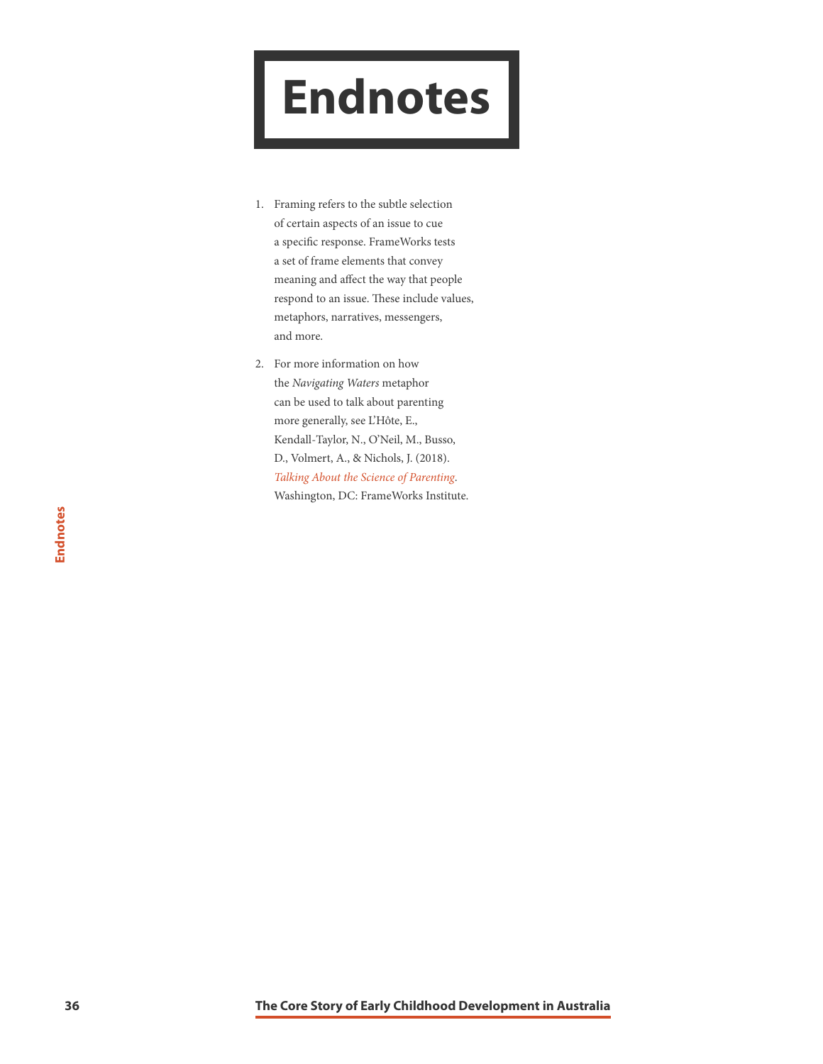# Endnotes

1. Framing refers to the subtle selection of certain aspects of an issue to cue a specific response. FrameWorks tests a set of frame elements that convey meaning and affect the way that people respond to an issue. These include values, metaphors, narratives, messengers, and more.

2. For more information on how the *Navigating Waters* metaphor can be used to talk about parenting more generally, see L'Hôte, E., Kendall-Taylor, N., O'Neil, M., Busso, D., Volmert, A., & Nichols, J. (2018). *Talking About the Science of Parenting*. Washington, DC: FrameWorks Institute.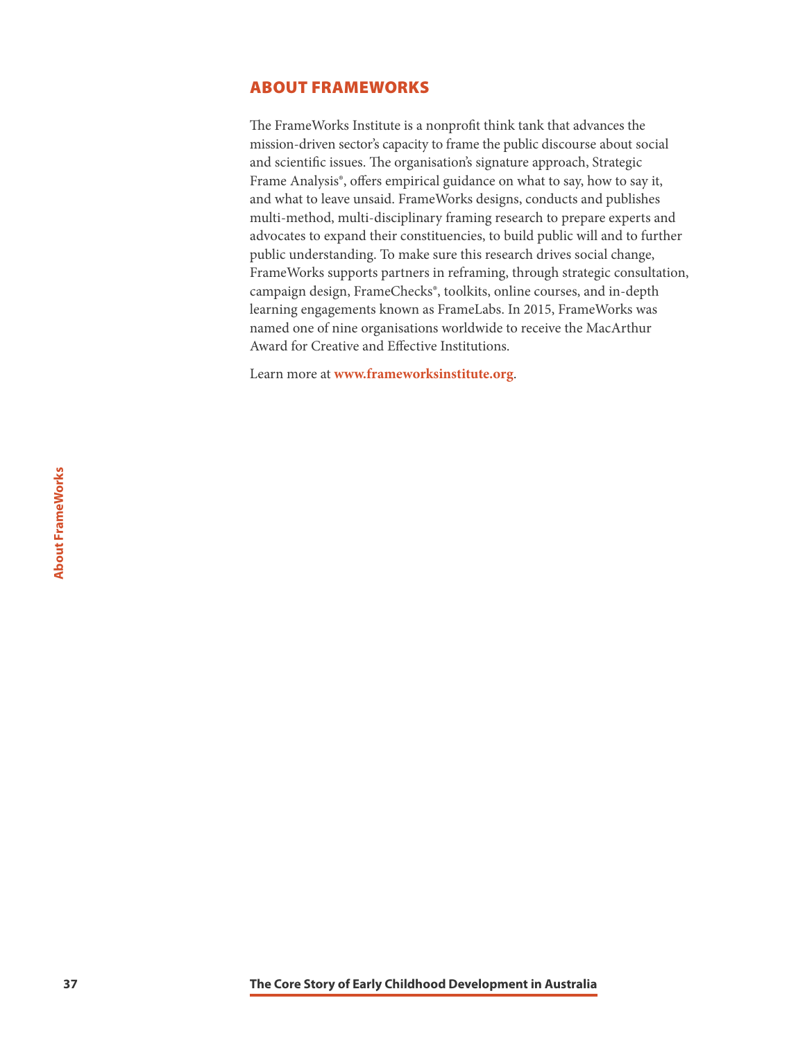## ABOUT FRAMEWORKS

The FrameWorks Institute is a nonprofit think tank that advances the mission-driven sector's capacity to frame the public discourse about social and scientific issues. The organisation's signature approach, Strategic Frame Analysis®, offers empirical guidance on what to say, how to say it, and what to leave unsaid. FrameWorks designs, conducts and publishes multi-method, multi-disciplinary framing research to prepare experts and advocates to expand their constituencies, to build public will and to further public understanding. To make sure this research drives social change, FrameWorks supports partners in reframing, through strategic consultation, campaign design, FrameChecks®, toolkits, online courses, and in-depth learning engagements known as FrameLabs. In 2015, FrameWorks was named one of nine organisations worldwide to receive the MacArthur Award for Creative and Effective Institutions.

Learn more at **www.frameworksinstitute.org**.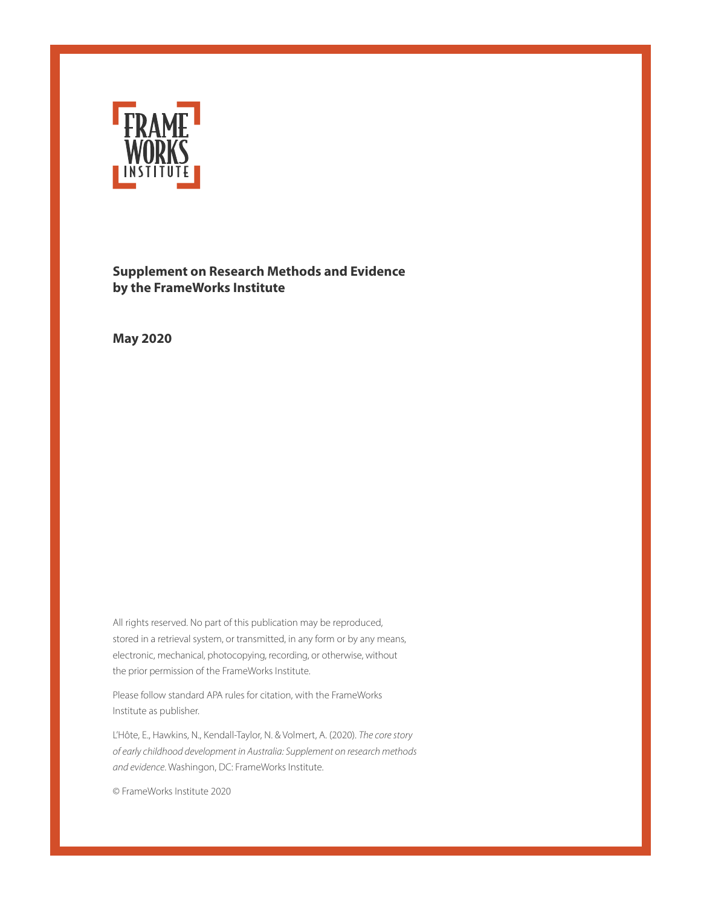FRAME WORKS INSTITUTE

**Supplement on Research Methods and Evidence by the FrameWorks Institute**

**May 2020**

All rights reserved. No part of this publication may be reproduced, stored in a retrieval system, or transmitted, in any form or by any means, electronic, mechanical, photocopying, recording, or otherwise, without the prior permission of the FrameWorks Institute.

Please follow standard APA rules for citation, with the FrameWorks Institute as publisher.

L'Hôte, E., Hawkins, N., Kendall-Taylor, N. & Volmert, A. (2020). *The core story of early childhood development in Australia: Supplement on research methods and evidence.* Washingon, DC: FrameWorks Institute.

© FrameWorks Institute 2020